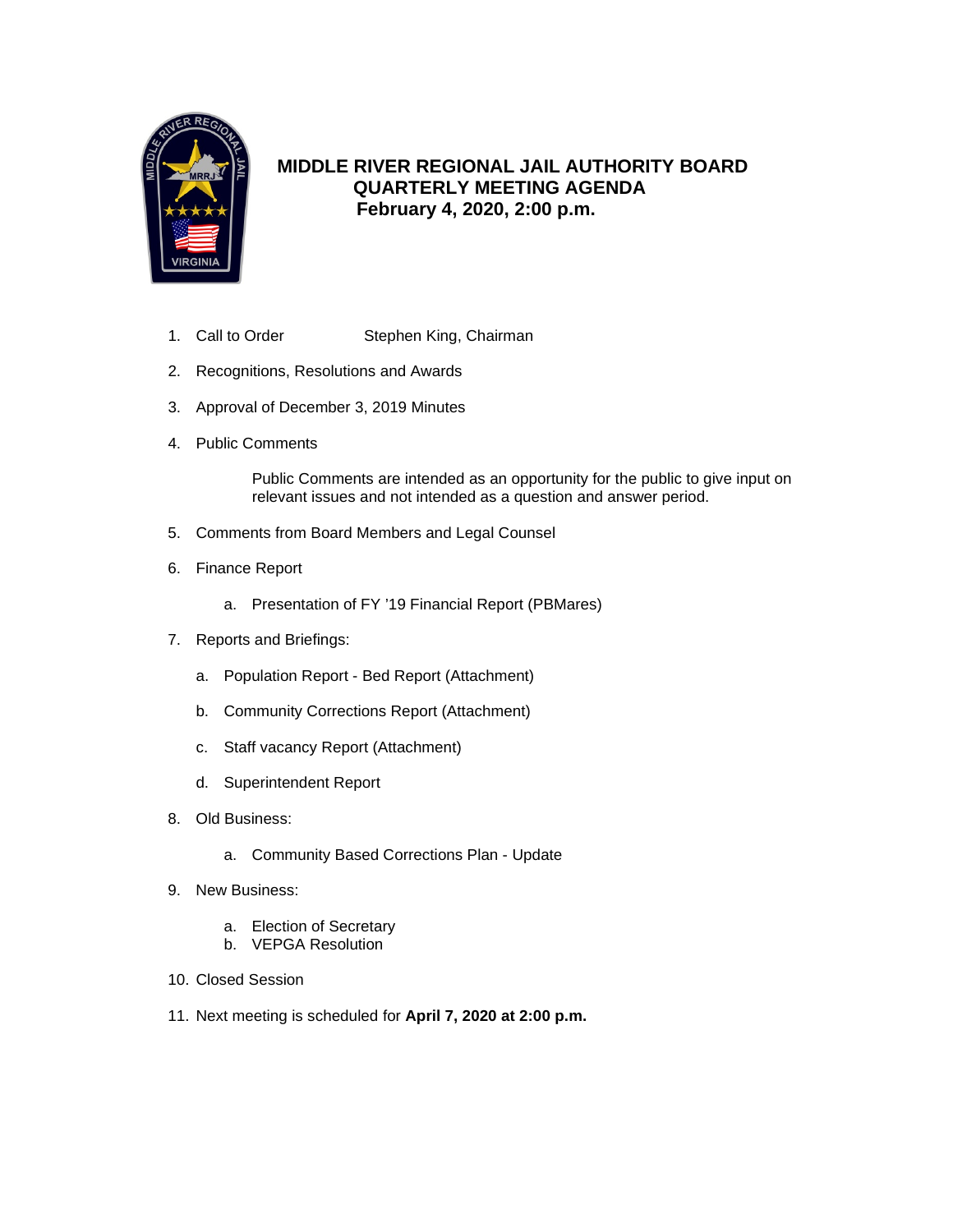# MIDDLE RIVER REGIONAL JAIL AUTHORITY BOARD
## QUARTERLY MEETING AGENDA
### February 4, 2020, 2:00 p.m.

1. Call to Order Stephen King, Chairman
2. Recognitions, Resolutions and Awards
3. Approval of December 3, 2019 Minutes
4. Public Comments

   Public Comments are intended as an opportunity for the public to give input on relevant issues and not intended as a question and answer period.

5. Comments from Board Members and Legal Counsel
6. Finance Report
   a. Presentation of FY '19 Financial Report (PBMares)
7. Reports and Briefings:
   a. Population Report - Bed Report (Attachment)
   b. Community Corrections Report (Attachment)
   c. Staff vacancy Report (Attachment)
   d. Superintendent Report
8. Old Business:
   a. Community Based Corrections Plan - Update
9. New Business:
   a. Election of Secretary
   b. VEPGA Resolution
10. Closed Session
11. Next meeting is scheduled for **April 7, 2020 at 2:00 p.m.**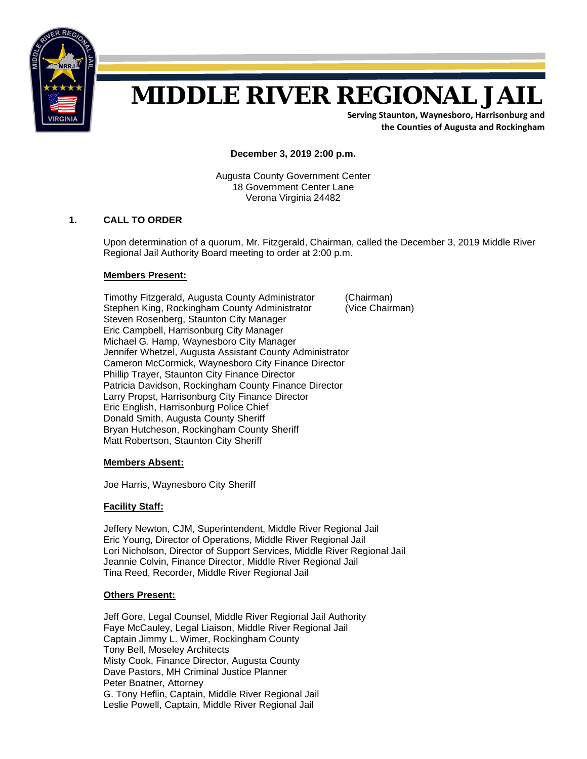# MIDDLE RIVER REGIONAL JAIL

**Serving Staunton, Waynesboro, Harrisonburg and the Counties of Augusta and Rockingham**

**December 3, 2019 2:00 p.m.**

Augusta County Government Center
18 Government Center Lane
Verona Virginia 24482

## 1. CALL TO ORDER

Upon determination of a quorum, Mr. Fitzgerald, Chairman, called the December 3, 2019 Middle River Regional Jail Authority Board meeting to order at 2:00 p.m.

**Members Present:**

Timothy Fitzgerald, Augusta County Administrator (Chairman)
Stephen King, Rockingham County Administrator (Vice Chairman)
Steven Rosenberg, Staunton City Manager
Eric Campbell, Harrisonburg City Manager
Michael G. Hamp, Waynesboro City Manager
Jennifer Whetzel, Augusta Assistant County Administrator
Cameron McCormick, Waynesboro City Finance Director
Phillip Trayer, Staunton City Finance Director
Patricia Davidson, Rockingham County Finance Director
Larry Propst, Harrisonburg City Finance Director
Eric English, Harrisonburg Police Chief
Donald Smith, Augusta County Sheriff
Bryan Hutcheson, Rockingham County Sheriff
Matt Robertson, Staunton City Sheriff

**Members Absent:**

Joe Harris, Waynesboro City Sheriff

**Facility Staff:**

Jeffery Newton, CJM, Superintendent, Middle River Regional Jail
Eric Young, Director of Operations, Middle River Regional Jail
Lori Nicholson, Director of Support Services, Middle River Regional Jail
Jeannie Colvin, Finance Director, Middle River Regional Jail
Tina Reed, Recorder, Middle River Regional Jail

**Others Present:**

Jeff Gore, Legal Counsel, Middle River Regional Jail Authority
Faye McCauley, Legal Liaison, Middle River Regional Jail
Captain Jimmy L. Wimer, Rockingham County
Tony Bell, Moseley Architects
Misty Cook, Finance Director, Augusta County
Dave Pastors, MH Criminal Justice Planner
Peter Boatner, Attorney
G. Tony Heflin, Captain, Middle River Regional Jail
Leslie Powell, Captain, Middle River Regional Jail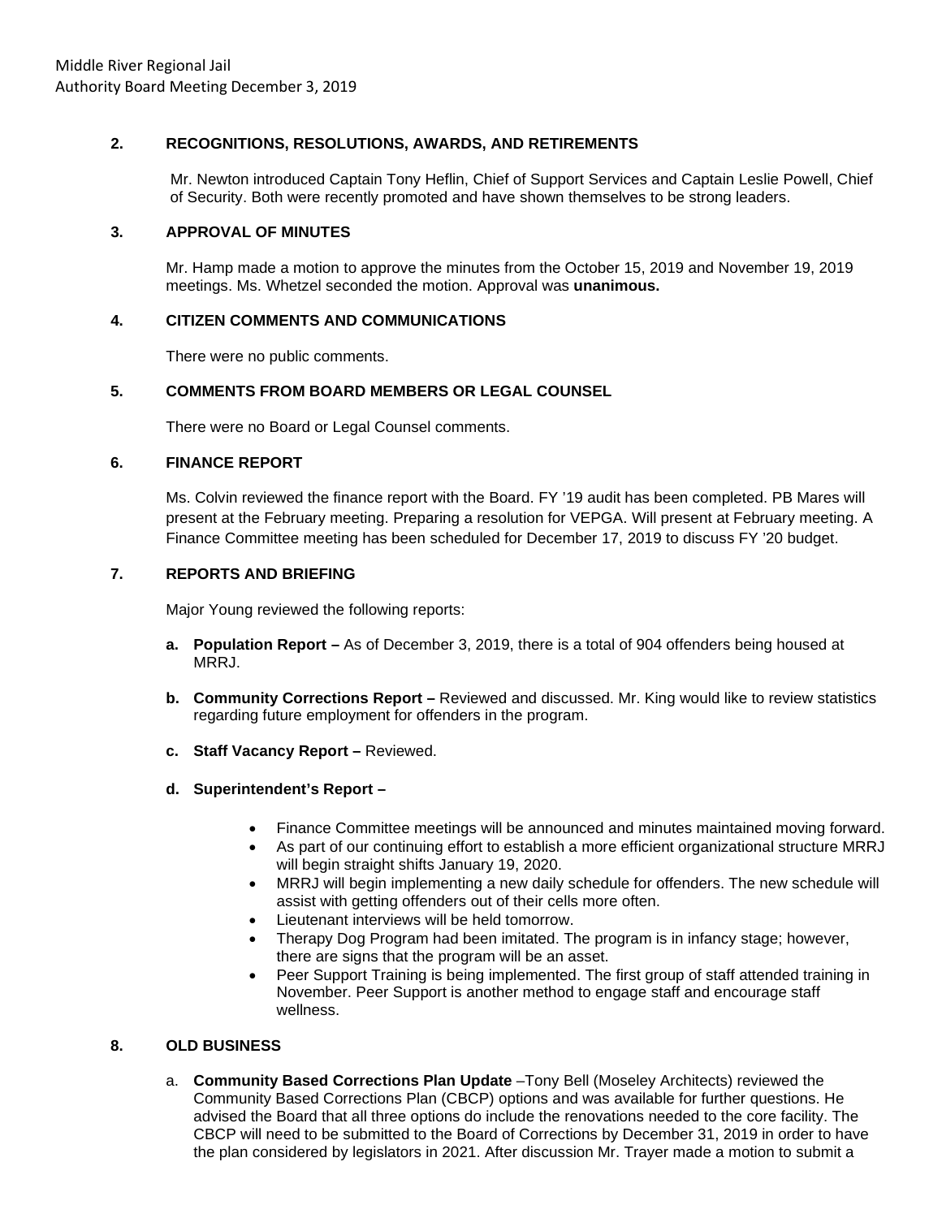**2. RECOGNITIONS, RESOLUTIONS, AWARDS, AND RETIREMENTS**

Mr. Newton introduced Captain Tony Heflin, Chief of Support Services and Captain Leslie Powell, Chief of Security. Both were recently promoted and have shown themselves to be strong leaders.

**3. APPROVAL OF MINUTES**

Mr. Hamp made a motion to approve the minutes from the October 15, 2019 and November 19, 2019 meetings. Ms. Whetzel seconded the motion. Approval was **unanimous.**

**4. CITIZEN COMMENTS AND COMMUNICATIONS**

There were no public comments.

**5. COMMENTS FROM BOARD MEMBERS OR LEGAL COUNSEL**

There were no Board or Legal Counsel comments.

**6. FINANCE REPORT**

Ms. Colvin reviewed the finance report with the Board. FY '19 audit has been completed. PB Mares will present at the February meeting. Preparing a resolution for VEPGA. Will present at February meeting. A Finance Committee meeting has been scheduled for December 17, 2019 to discuss FY '20 budget.

**7. REPORTS AND BRIEFING**

Major Young reviewed the following reports:

**a. Population Report –** As of December 3, 2019, there is a total of 904 offenders being housed at MRRJ.

**b. Community Corrections Report –** Reviewed and discussed. Mr. King would like to review statistics regarding future employment for offenders in the program.

**c. Staff Vacancy Report –** Reviewed.

**d. Superintendent's Report –**

- Finance Committee meetings will be announced and minutes maintained moving forward.
- As part of our continuing effort to establish a more efficient organizational structure MRRJ will begin straight shifts January 19, 2020.
- MRRJ will begin implementing a new daily schedule for offenders. The new schedule will assist with getting offenders out of their cells more often.
- Lieutenant interviews will be held tomorrow.
- Therapy Dog Program had been imitated. The program is in infancy stage; however, there are signs that the program will be an asset.
- Peer Support Training is being implemented. The first group of staff attended training in November. Peer Support is another method to engage staff and encourage staff wellness.

**8. OLD BUSINESS**

a. **Community Based Corrections Plan Update** –Tony Bell (Moseley Architects) reviewed the Community Based Corrections Plan (CBCP) options and was available for further questions. He advised the Board that all three options do include the renovations needed to the core facility. The CBCP will need to be submitted to the Board of Corrections by December 31, 2019 in order to have the plan considered by legislators in 2021. After discussion Mr. Trayer made a motion to submit a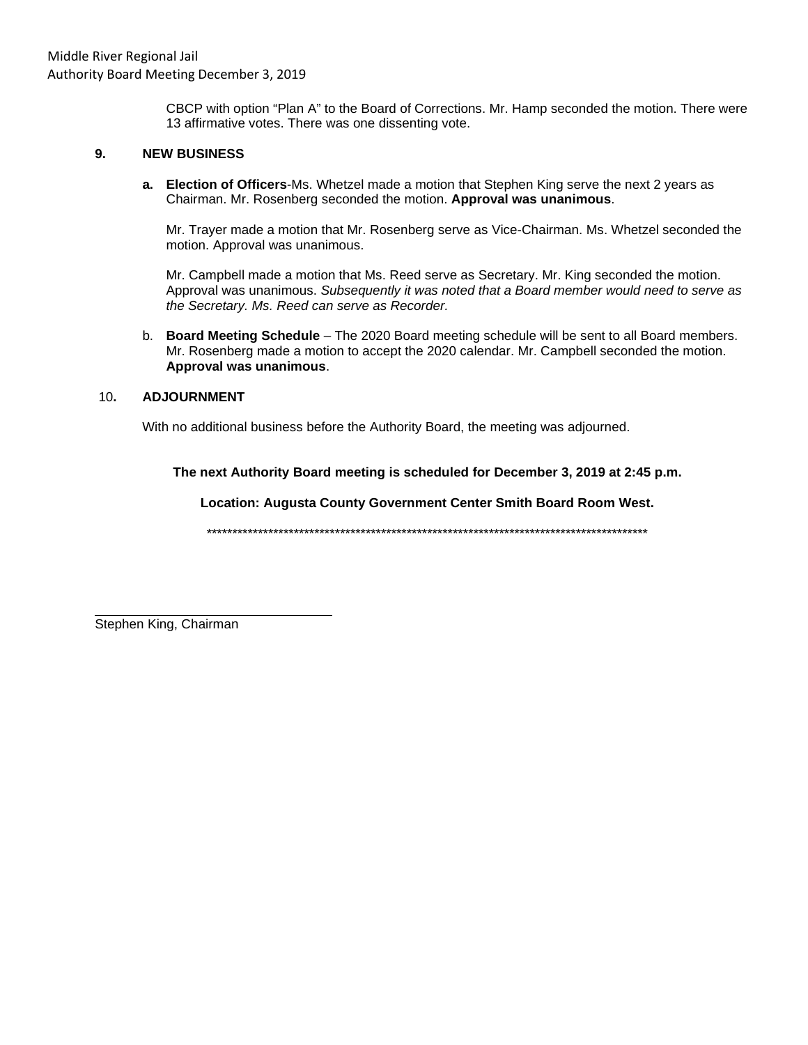CBCP with option "Plan A" to the Board of Corrections. Mr. Hamp seconded the motion. There were 13 affirmative votes. There was one dissenting vote.

## 9. NEW BUSINESS

**a. Election of Officers**-Ms. Whetzel made a motion that Stephen King serve the next 2 years as Chairman. Mr. Rosenberg seconded the motion. **Approval was unanimous**.

Mr. Trayer made a motion that Mr. Rosenberg serve as Vice-Chairman. Ms. Whetzel seconded the motion. Approval was unanimous.

Mr. Campbell made a motion that Ms. Reed serve as Secretary. Mr. King seconded the motion. Approval was unanimous. *Subsequently it was noted that a Board member would need to serve as the Secretary. Ms. Reed can serve as Recorder.*

b. **Board Meeting Schedule** – The 2020 Board meeting schedule will be sent to all Board members. Mr. Rosenberg made a motion to accept the 2020 calendar. Mr. Campbell seconded the motion. **Approval was unanimous**.

## 10. ADJOURNMENT

With no additional business before the Authority Board, the meeting was adjourned.

**The next Authority Board meeting is scheduled for December 3, 2019 at 2:45 p.m.**

**Location: Augusta County Government Center Smith Board Room West.**

*****************************************************************************************

______________________________

Stephen King, Chairman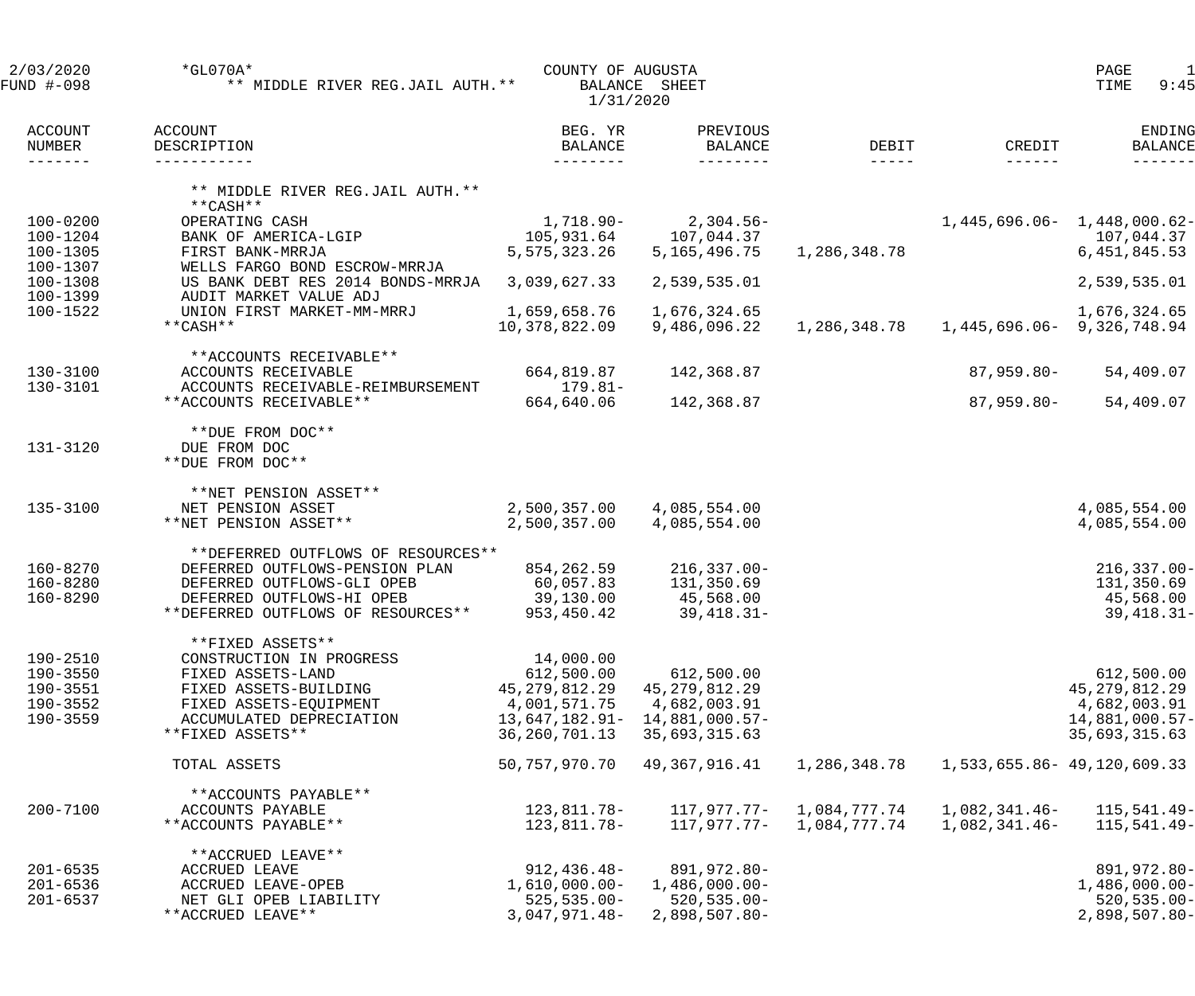2/03/2020 *GL070A* COUNTY OF AUGUSTA
FUND #-098 ** MIDDLE RIVER REG.JAIL AUTH.** BALANCE SHEET
1/31/2020

| ACCOUNT NUMBER | ACCOUNT DESCRIPTION | BEG. YR BALANCE | PREVIOUS BALANCE | DEBIT | CREDIT | ENDING BALANCE |
|---|---|---|---|---|---|---|
| | ** MIDDLE RIVER REG.JAIL AUTH.** | | | | | |
| | **CASH** | | | | | |
| 100-0200 | OPERATING CASH | 1,718.90- | 2,304.56- | | 1,445,696.06- | 1,448,000.62- |
| 100-1204 | BANK OF AMERICA-LGIP | 105,931.64 | 107,044.37 | | | 107,044.37 |
| 100-1305 | FIRST BANK-MRRJA | 5,575,323.26 | 5,165,496.75 | 1,286,348.78 | | 6,451,845.53 |
| 100-1307 | WELLS FARGO BOND ESCROW-MRRJA | | | | | |
| 100-1308 | US BANK DEBT RES 2014 BONDS-MRRJA | 3,039,627.33 | 2,539,535.01 | | | 2,539,535.01 |
| 100-1399 | AUDIT MARKET VALUE ADJ | | | | | |
| 100-1522 | UNION FIRST MARKET-MM-MRRJ | 1,659,658.76 | 1,676,324.65 | | | 1,676,324.65 |
| | **CASH** | 10,378,822.09 | 9,486,096.22 | 1,286,348.78 | 1,445,696.06- | 9,326,748.94 |
| | **ACCOUNTS RECEIVABLE** | | | | | |
| 130-3100 | ACCOUNTS RECEIVABLE | 664,819.87 | 142,368.87 | | 87,959.80- | 54,409.07 |
| 130-3101 | ACCOUNTS RECEIVABLE-REIMBURSEMENT | 179.81- | | | | |
| | **ACCOUNTS RECEIVABLE** | 664,640.06 | 142,368.87 | | 87,959.80- | 54,409.07 |
| | **DUE FROM DOC** | | | | | |
| 131-3120 | DUE FROM DOC | | | | | |
| | **DUE FROM DOC** | | | | | |
| | **NET PENSION ASSET** | | | | | |
| 135-3100 | NET PENSION ASSET | 2,500,357.00 | 4,085,554.00 | | | 4,085,554.00 |
| | **NET PENSION ASSET** | 2,500,357.00 | 4,085,554.00 | | | 4,085,554.00 |
| | **DEFERRED OUTFLOWS OF RESOURCES** | | | | | |
| 160-8270 | DEFERRED OUTFLOWS-PENSION PLAN | 854,262.59 | 216,337.00- | | | 216,337.00- |
| 160-8280 | DEFERRED OUTFLOWS-GLI OPEB | 60,057.83 | 131,350.69 | | | 131,350.69 |
| 160-8290 | DEFERRED OUTFLOWS-HI OPEB | 39,130.00 | 45,568.00 | | | 45,568.00 |
| | **DEFERRED OUTFLOWS OF RESOURCES** | 953,450.42 | 39,418.31- | | | 39,418.31- |
| | **FIXED ASSETS** | | | | | |
| 190-2510 | CONSTRUCTION IN PROGRESS | 14,000.00 | | | | |
| 190-3550 | FIXED ASSETS-LAND | 612,500.00 | 612,500.00 | | | 612,500.00 |
| 190-3551 | FIXED ASSETS-BUILDING | 45,279,812.29 | 45,279,812.29 | | | 45,279,812.29 |
| 190-3552 | FIXED ASSETS-EQUIPMENT | 4,001,571.75 | 4,682,003.91 | | | 4,682,003.91 |
| 190-3559 | ACCUMULATED DEPRECIATION | 13,647,182.91- | 14,881,000.57- | | | 14,881,000.57- |
| | **FIXED ASSETS** | 36,260,701.13 | 35,693,315.63 | | | 35,693,315.63 |
| | TOTAL ASSETS | 50,757,970.70 | 49,367,916.41 | 1,286,348.78 | 1,533,655.86- | 49,120,609.33 |
| | **ACCOUNTS PAYABLE** | | | | | |
| 200-7100 | ACCOUNTS PAYABLE | 123,811.78- | 117,977.77- | 1,084,777.74 | 1,082,341.46- | 115,541.49- |
| | **ACCOUNTS PAYABLE** | 123,811.78- | 117,977.77- | 1,084,777.74 | 1,082,341.46- | 115,541.49- |
| | **ACCRUED LEAVE** | | | | | |
| 201-6535 | ACCRUED LEAVE | 912,436.48- | 891,972.80- | | | 891,972.80- |
| 201-6536 | ACCRUED LEAVE-OPEB | 1,610,000.00- | 1,486,000.00- | | | 1,486,000.00- |
| 201-6537 | NET GLI OPEB LIABILITY | 525,535.00- | 520,535.00- | | | 520,535.00- |
| | **ACCRUED LEAVE** | 3,047,971.48- | 2,898,507.80- | | | 2,898,507.80- |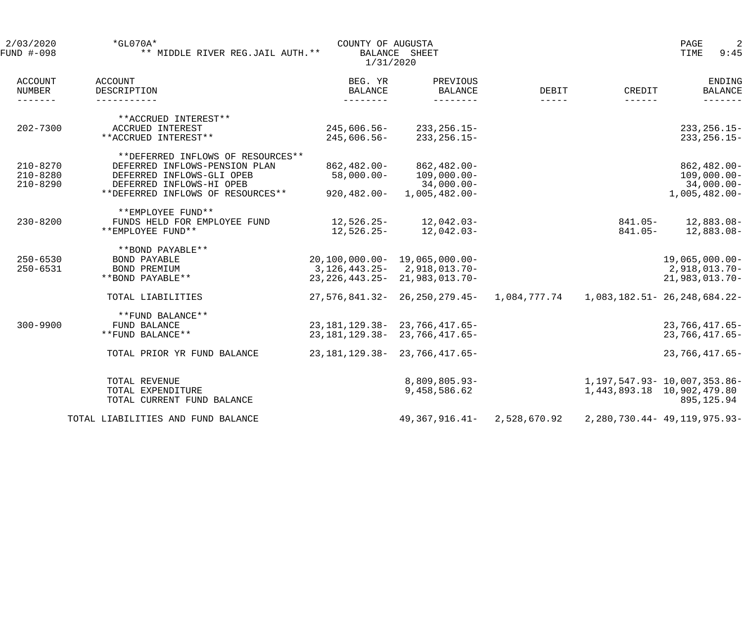2/03/2020 *GL070A* COUNTY OF AUGUSTA PAGE 2
FUND #-098 ** MIDDLE RIVER REG.JAIL AUTH.** BALANCE SHEET TIME 9:45
1/31/2020

| ACCOUNT NUMBER | ACCOUNT DESCRIPTION | BEG. YR BALANCE | PREVIOUS BALANCE | DEBIT | CREDIT | ENDING BALANCE |
|---|---|---|---|---|---|---|
| | **ACCRUED INTEREST** | | | | | |
| 202-7300 | ACCRUED INTEREST | 245,606.56- | 233,256.15- | | | 233,256.15- |
| | **ACCRUED INTEREST** | 245,606.56- | 233,256.15- | | | 233,256.15- |
| | **DEFERRED INFLOWS OF RESOURCES** | | | | | |
| 210-8270 | DEFERRED INFLOWS-PENSION PLAN | 862,482.00- | 862,482.00- | | | 862,482.00- |
| 210-8280 | DEFERRED INFLOWS-GLI OPEB | 58,000.00- | 109,000.00- | | | 109,000.00- |
| 210-8290 | DEFERRED INFLOWS-HI OPEB | | 34,000.00- | | | 34,000.00- |
| | **DEFERRED INFLOWS OF RESOURCES** | 920,482.00- | 1,005,482.00- | | | 1,005,482.00- |
| | **EMPLOYEE FUND** | | | | | |
| 230-8200 | FUNDS HELD FOR EMPLOYEE FUND | 12,526.25- | 12,042.03- | | 841.05- | 12,883.08- |
| | **EMPLOYEE FUND** | 12,526.25- | 12,042.03- | | 841.05- | 12,883.08- |
| | **BOND PAYABLE** | | | | | |
| 250-6530 | BOND PAYABLE | 20,100,000.00- | 19,065,000.00- | | | 19,065,000.00- |
| 250-6531 | BOND PREMIUM | 3,126,443.25- | 2,918,013.70- | | | 2,918,013.70- |
| | **BOND PAYABLE** | 23,226,443.25- | 21,983,013.70- | | | 21,983,013.70- |
| | TOTAL LIABILITIES | 27,576,841.32- | 26,250,279.45- | 1,084,777.74 | 1,083,182.51- | 26,248,684.22- |
| | **FUND BALANCE** | | | | | |
| 300-9900 | FUND BALANCE | 23,181,129.38- | 23,766,417.65- | | | 23,766,417.65- |
| | **FUND BALANCE** | 23,181,129.38- | 23,766,417.65- | | | 23,766,417.65- |
| | TOTAL PRIOR YR FUND BALANCE | 23,181,129.38- | 23,766,417.65- | | | 23,766,417.65- |
| | TOTAL REVENUE | | 8,809,805.93- | | 1,197,547.93- | 10,007,353.86- |
| | TOTAL EXPENDITURE | | 9,458,586.62 | | 1,443,893.18 | 10,902,479.80 |
| | TOTAL CURRENT FUND BALANCE | | | | | 895,125.94 |
| | TOTAL LIABILITIES AND FUND BALANCE | | 49,367,916.41- | 2,528,670.92 | 2,280,730.44- | 49,119,975.93- |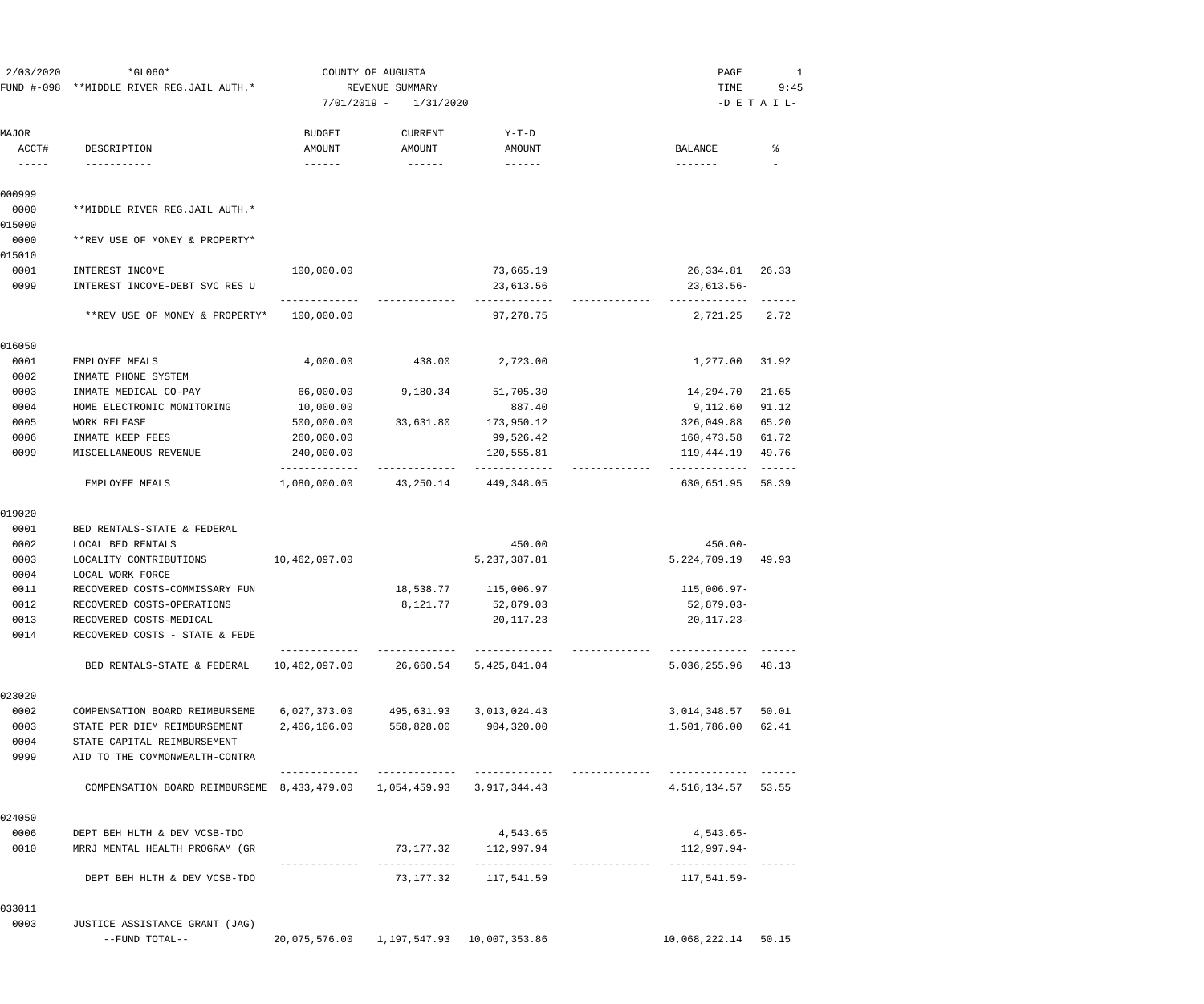2/03/2020 *GL060* COUNTY OF AUGUSTA PAGE 1

FUND #-098 **MIDDLE RIVER REG.JAIL AUTH.* REVENUE SUMMARY TIME 9:45

7/01/2019 - 1/31/2020 -D E T A I L-

| MAJOR ACCT# | DESCRIPTION | BUDGET AMOUNT | CURRENT AMOUNT | Y-T-D AMOUNT | | BALANCE | % |
|---|---|---|---|---|---|---|---|
| 000999 | | | | | | | |
| 0000 | **MIDDLE RIVER REG.JAIL AUTH.* | | | | | | |
| 015000 | | | | | | | |
| 0000 | **REV USE OF MONEY & PROPERTY* | | | | | | |
| 015010 | | | | | | | |
| 0001 | INTEREST INCOME | 100,000.00 | | 73,665.19 | | 26,334.81 | 26.33 |
| 0099 | INTEREST INCOME-DEBT SVC RES U | | | 23,613.56 | | 23,613.56- | |
| | **REV USE OF MONEY & PROPERTY* | 100,000.00 | | 97,278.75 | | 2,721.25 | 2.72 |
| 016050 | | | | | | | |
| 0001 | EMPLOYEE MEALS | 4,000.00 | 438.00 | 2,723.00 | | 1,277.00 | 31.92 |
| 0002 | INMATE PHONE SYSTEM | | | | | | |
| 0003 | INMATE MEDICAL CO-PAY | 66,000.00 | 9,180.34 | 51,705.30 | | 14,294.70 | 21.65 |
| 0004 | HOME ELECTRONIC MONITORING | 10,000.00 | | 887.40 | | 9,112.60 | 91.12 |
| 0005 | WORK RELEASE | 500,000.00 | 33,631.80 | 173,950.12 | | 326,049.88 | 65.20 |
| 0006 | INMATE KEEP FEES | 260,000.00 | | 99,526.42 | | 160,473.58 | 61.72 |
| 0099 | MISCELLANEOUS REVENUE | 240,000.00 | | 120,555.81 | | 119,444.19 | 49.76 |
| | EMPLOYEE MEALS | 1,080,000.00 | 43,250.14 | 449,348.05 | | 630,651.95 | 58.39 |
| 019020 | | | | | | | |
| 0001 | BED RENTALS-STATE & FEDERAL | | | | | | |
| 0002 | LOCAL BED RENTALS | | | 450.00 | | 450.00- | |
| 0003 | LOCALITY CONTRIBUTIONS | 10,462,097.00 | | 5,237,387.81 | | 5,224,709.19 | 49.93 |
| 0004 | LOCAL WORK FORCE | | | | | | |
| 0011 | RECOVERED COSTS-COMMISSARY FUN | | 18,538.77 | 115,006.97 | | 115,006.97- | |
| 0012 | RECOVERED COSTS-OPERATIONS | | 8,121.77 | 52,879.03 | | 52,879.03- | |
| 0013 | RECOVERED COSTS-MEDICAL | | | 20,117.23 | | 20,117.23- | |
| 0014 | RECOVERED COSTS - STATE & FEDE | | | | | | |
| | BED RENTALS-STATE & FEDERAL | 10,462,097.00 | 26,660.54 | 5,425,841.04 | | 5,036,255.96 | 48.13 |
| 023020 | | | | | | | |
| 0002 | COMPENSATION BOARD REIMBURSEME | 6,027,373.00 | 495,631.93 | 3,013,024.43 | | 3,014,348.57 | 50.01 |
| 0003 | STATE PER DIEM REIMBURSEMENT | 2,406,106.00 | 558,828.00 | 904,320.00 | | 1,501,786.00 | 62.41 |
| 0004 | STATE CAPITAL REIMBURSEMENT | | | | | | |
| 9999 | AID TO THE COMMONWEALTH-CONTRA | | | | | | |
| | COMPENSATION BOARD REIMBURSEME | 8,433,479.00 | 1,054,459.93 | 3,917,344.43 | | 4,516,134.57 | 53.55 |
| 024050 | | | | | | | |
| 0006 | DEPT BEH HLTH & DEV VCSB-TDO | | | 4,543.65 | | 4,543.65- | |
| 0010 | MRRJ MENTAL HEALTH PROGRAM (GR | | 73,177.32 | 112,997.94 | | 112,997.94- | |
| | DEPT BEH HLTH & DEV VCSB-TDO | | 73,177.32 | 117,541.59 | | 117,541.59- | |
| 033011 | | | | | | | |
| 0003 | JUSTICE ASSISTANCE GRANT (JAG) | | | | | | |
| | --FUND TOTAL-- | 20,075,576.00 | 1,197,547.93 | 10,007,353.86 | | 10,068,222.14 | 50.15 |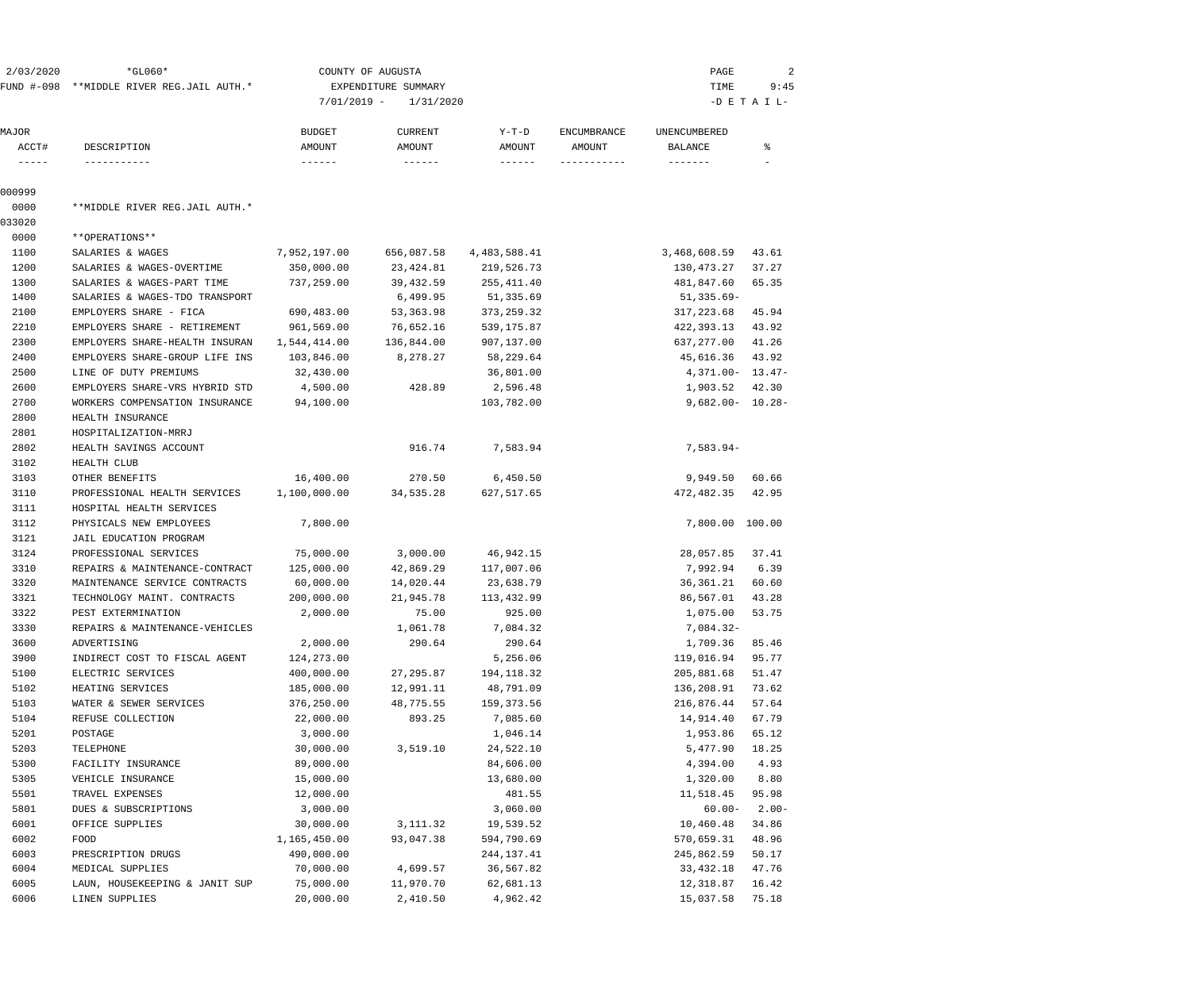2/03/2020 *GL060* COUNTY OF AUGUSTA
FUND #-098 **MIDDLE RIVER REG.JAIL AUTH.* EXPENDITURE SUMMARY
7/01/2019 - 1/31/2020 -D E T A I L-

| MAJOR ACCT# | DESCRIPTION | BUDGET AMOUNT | CURRENT AMOUNT | Y-T-D AMOUNT | ENCUMBRANCE AMOUNT | UNENCUMBERED BALANCE | % |
|---|---|---|---|---|---|---|---|
| 000999 | | | | | | | |
| 0000 | **MIDDLE RIVER REG.JAIL AUTH.* | | | | | | |
| 033020 | | | | | | | |
| 0000 | **OPERATIONS** | | | | | | |
| 1100 | SALARIES & WAGES | 7,952,197.00 | 656,087.58 | 4,483,588.41 | | 3,468,608.59 | 43.61 |
| 1200 | SALARIES & WAGES-OVERTIME | 350,000.00 | 23,424.81 | 219,526.73 | | 130,473.27 | 37.27 |
| 1300 | SALARIES & WAGES-PART TIME | 737,259.00 | 39,432.59 | 255,411.40 | | 481,847.60 | 65.35 |
| 1400 | SALARIES & WAGES-TDO TRANSPORT | | 6,499.95 | 51,335.69 | | 51,335.69- | |
| 2100 | EMPLOYERS SHARE - FICA | 690,483.00 | 53,363.98 | 373,259.32 | | 317,223.68 | 45.94 |
| 2210 | EMPLOYERS SHARE - RETIREMENT | 961,569.00 | 76,652.16 | 539,175.87 | | 422,393.13 | 43.92 |
| 2300 | EMPLOYERS SHARE-HEALTH INSURAN | 1,544,414.00 | 136,844.00 | 907,137.00 | | 637,277.00 | 41.26 |
| 2400 | EMPLOYERS SHARE-GROUP LIFE INS | 103,846.00 | 8,278.27 | 58,229.64 | | 45,616.36 | 43.92 |
| 2500 | LINE OF DUTY PREMIUMS | 32,430.00 | | 36,801.00 | | 4,371.00- | 13.47- |
| 2600 | EMPLOYERS SHARE-VRS HYBRID STD | 4,500.00 | 428.89 | 2,596.48 | | 1,903.52 | 42.30 |
| 2700 | WORKERS COMPENSATION INSURANCE | 94,100.00 | | 103,782.00 | | 9,682.00- | 10.28- |
| 2800 | HEALTH INSURANCE | | | | | | |
| 2801 | HOSPITALIZATION-MRRJ | | | | | | |
| 2802 | HEALTH SAVINGS ACCOUNT | | 916.74 | 7,583.94 | | 7,583.94- | |
| 3102 | HEALTH CLUB | | | | | | |
| 3103 | OTHER BENEFITS | 16,400.00 | 270.50 | 6,450.50 | | 9,949.50 | 60.66 |
| 3110 | PROFESSIONAL HEALTH SERVICES | 1,100,000.00 | 34,535.28 | 627,517.65 | | 472,482.35 | 42.95 |
| 3111 | HOSPITAL HEALTH SERVICES | | | | | | |
| 3112 | PHYSICALS NEW EMPLOYEES | 7,800.00 | | | | 7,800.00 | 100.00 |
| 3121 | JAIL EDUCATION PROGRAM | | | | | | |
| 3124 | PROFESSIONAL SERVICES | 75,000.00 | 3,000.00 | 46,942.15 | | 28,057.85 | 37.41 |
| 3310 | REPAIRS & MAINTENANCE-CONTRACT | 125,000.00 | 42,869.29 | 117,007.06 | | 7,992.94 | 6.39 |
| 3320 | MAINTENANCE SERVICE CONTRACTS | 60,000.00 | 14,020.44 | 23,638.79 | | 36,361.21 | 60.60 |
| 3321 | TECHNOLOGY MAINT. CONTRACTS | 200,000.00 | 21,945.78 | 113,432.99 | | 86,567.01 | 43.28 |
| 3322 | PEST EXTERMINATION | 2,000.00 | 75.00 | 925.00 | | 1,075.00 | 53.75 |
| 3330 | REPAIRS & MAINTENANCE-VEHICLES | | 1,061.78 | 7,084.32 | | 7,084.32- | |
| 3600 | ADVERTISING | 2,000.00 | 290.64 | 290.64 | | 1,709.36 | 85.46 |
| 3900 | INDIRECT COST TO FISCAL AGENT | 124,273.00 | | 5,256.06 | | 119,016.94 | 95.77 |
| 5100 | ELECTRIC SERVICES | 400,000.00 | 27,295.87 | 194,118.32 | | 205,881.68 | 51.47 |
| 5102 | HEATING SERVICES | 185,000.00 | 12,991.11 | 48,791.09 | | 136,208.91 | 73.62 |
| 5103 | WATER & SEWER SERVICES | 376,250.00 | 48,775.55 | 159,373.56 | | 216,876.44 | 57.64 |
| 5104 | REFUSE COLLECTION | 22,000.00 | 893.25 | 7,085.60 | | 14,914.40 | 67.79 |
| 5201 | POSTAGE | 3,000.00 | | 1,046.14 | | 1,953.86 | 65.12 |
| 5203 | TELEPHONE | 30,000.00 | 3,519.10 | 24,522.10 | | 5,477.90 | 18.25 |
| 5300 | FACILITY INSURANCE | 89,000.00 | | 84,606.00 | | 4,394.00 | 4.93 |
| 5305 | VEHICLE INSURANCE | 15,000.00 | | 13,680.00 | | 1,320.00 | 8.80 |
| 5501 | TRAVEL EXPENSES | 12,000.00 | | 481.55 | | 11,518.45 | 95.98 |
| 5801 | DUES & SUBSCRIPTIONS | 3,000.00 | | 3,060.00 | | 60.00- | 2.00- |
| 6001 | OFFICE SUPPLIES | 30,000.00 | 3,111.32 | 19,539.52 | | 10,460.48 | 34.86 |
| 6002 | FOOD | 1,165,450.00 | 93,047.38 | 594,790.69 | | 570,659.31 | 48.96 |
| 6003 | PRESCRIPTION DRUGS | 490,000.00 | | 244,137.41 | | 245,862.59 | 50.17 |
| 6004 | MEDICAL SUPPLIES | 70,000.00 | 4,699.57 | 36,567.82 | | 33,432.18 | 47.76 |
| 6005 | LAUN, HOUSEKEEPING & JANIT SUP | 75,000.00 | 11,970.70 | 62,681.13 | | 12,318.87 | 16.42 |
| 6006 | LINEN SUPPLIES | 20,000.00 | 2,410.50 | 4,962.42 | | 15,037.58 | 75.18 |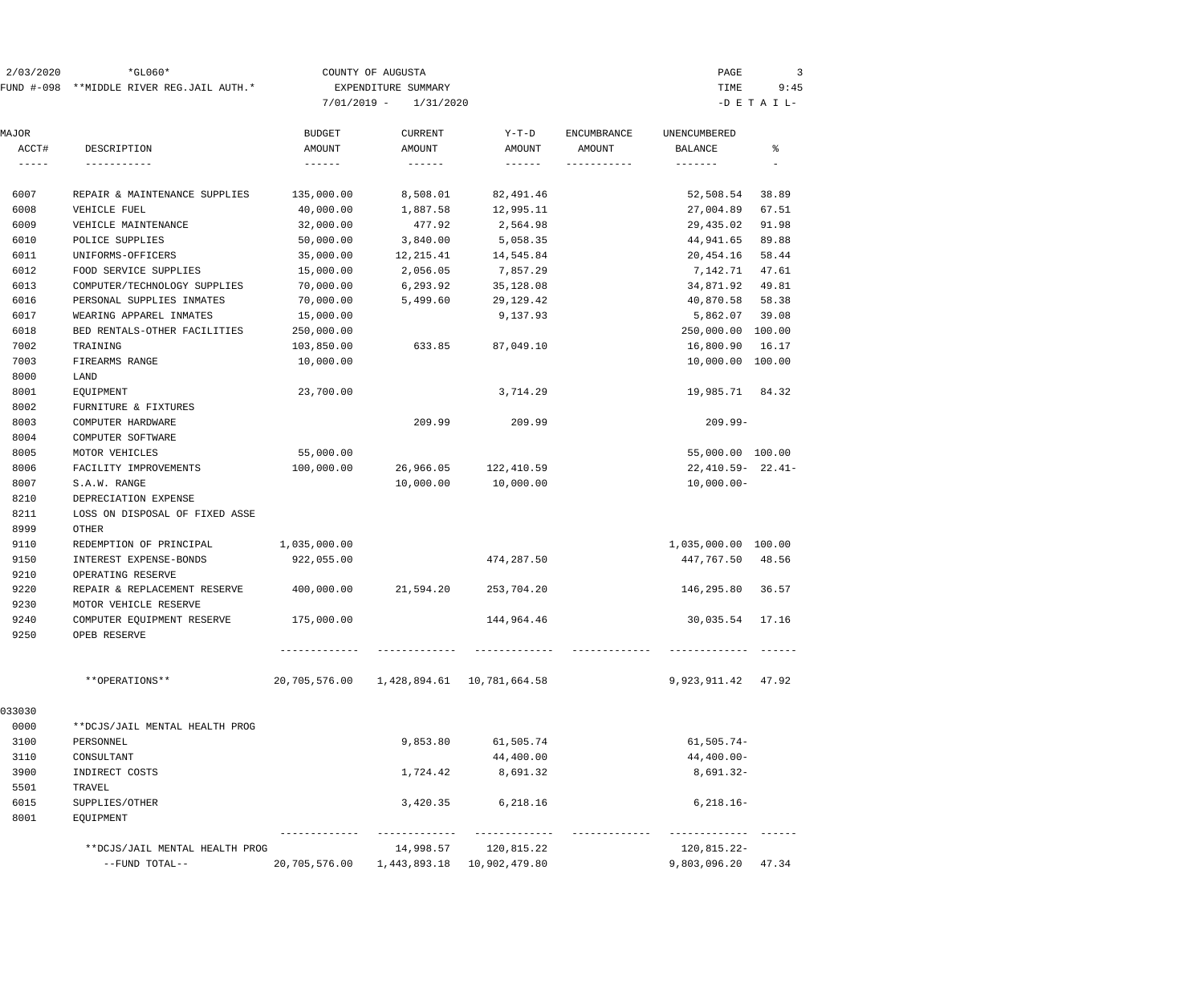2/03/2020 *GL060* COUNTY OF AUGUSTA PAGE 3
FUND #-098 **MIDDLE RIVER REG.JAIL AUTH.* EXPENDITURE SUMMARY TIME 9:45
7/01/2019 - 1/31/2020 -D E T A I L-

| MAJOR ACCT# | DESCRIPTION | BUDGET AMOUNT | CURRENT AMOUNT | Y-T-D AMOUNT | ENCUMBRANCE AMOUNT | UNENCUMBERED BALANCE | % |
|---|---|---|---|---|---|---|---|
| 6007 | REPAIR & MAINTENANCE SUPPLIES | 135,000.00 | 8,508.01 | 82,491.46 | | 52,508.54 | 38.89 |
| 6008 | VEHICLE FUEL | 40,000.00 | 1,887.58 | 12,995.11 | | 27,004.89 | 67.51 |
| 6009 | VEHICLE MAINTENANCE | 32,000.00 | 477.92 | 2,564.98 | | 29,435.02 | 91.98 |
| 6010 | POLICE SUPPLIES | 50,000.00 | 3,840.00 | 5,058.35 | | 44,941.65 | 89.88 |
| 6011 | UNIFORMS-OFFICERS | 35,000.00 | 12,215.41 | 14,545.84 | | 20,454.16 | 58.44 |
| 6012 | FOOD SERVICE SUPPLIES | 15,000.00 | 2,056.05 | 7,857.29 | | 7,142.71 | 47.61 |
| 6013 | COMPUTER/TECHNOLOGY SUPPLIES | 70,000.00 | 6,293.92 | 35,128.08 | | 34,871.92 | 49.81 |
| 6016 | PERSONAL SUPPLIES INMATES | 70,000.00 | 5,499.60 | 29,129.42 | | 40,870.58 | 58.38 |
| 6017 | WEARING APPAREL INMATES | 15,000.00 | | 9,137.93 | | 5,862.07 | 39.08 |
| 6018 | BED RENTALS-OTHER FACILITIES | 250,000.00 | | | | 250,000.00 | 100.00 |
| 7002 | TRAINING | 103,850.00 | 633.85 | 87,049.10 | | 16,800.90 | 16.17 |
| 7003 | FIREARMS RANGE | 10,000.00 | | | | 10,000.00 | 100.00 |
| 8000 | LAND | | | | | | |
| 8001 | EQUIPMENT | 23,700.00 | | 3,714.29 | | 19,985.71 | 84.32 |
| 8002 | FURNITURE & FIXTURES | | | | | | |
| 8003 | COMPUTER HARDWARE | | 209.99 | 209.99 | | 209.99- | |
| 8004 | COMPUTER SOFTWARE | | | | | | |
| 8005 | MOTOR VEHICLES | 55,000.00 | | | | 55,000.00 | 100.00 |
| 8006 | FACILITY IMPROVEMENTS | 100,000.00 | 26,966.05 | 122,410.59 | | 22,410.59- | 22.41- |
| 8007 | S.A.W. RANGE | | 10,000.00 | 10,000.00 | | 10,000.00- | |
| 8210 | DEPRECIATION EXPENSE | | | | | | |
| 8211 | LOSS ON DISPOSAL OF FIXED ASSE | | | | | | |
| 8999 | OTHER | | | | | | |
| 9110 | REDEMPTION OF PRINCIPAL | 1,035,000.00 | | | | 1,035,000.00 | 100.00 |
| 9150 | INTEREST EXPENSE-BONDS | 922,055.00 | | 474,287.50 | | 447,767.50 | 48.56 |
| 9210 | OPERATING RESERVE | | | | | | |
| 9220 | REPAIR & REPLACEMENT RESERVE | 400,000.00 | 21,594.20 | 253,704.20 | | 146,295.80 | 36.57 |
| 9230 | MOTOR VEHICLE RESERVE | | | | | | |
| 9240 | COMPUTER EQUIPMENT RESERVE | 175,000.00 | | 144,964.46 | | 30,035.54 | 17.16 |
| 9250 | OPEB RESERVE | | | | | | |
| | **OPERATIONS** | 20,705,576.00 | 1,428,894.61 | 10,781,664.58 | | 9,923,911.42 | 47.92 |
| 033030 | | | | | | | |
| 0000 | **DCJS/JAIL MENTAL HEALTH PROG | | | | | | |
| 3100 | PERSONNEL | | 9,853.80 | 61,505.74 | | 61,505.74- | |
| 3110 | CONSULTANT | | | 44,400.00 | | 44,400.00- | |
| 3900 | INDIRECT COSTS | | 1,724.42 | 8,691.32 | | 8,691.32- | |
| 5501 | TRAVEL | | | | | | |
| 6015 | SUPPLIES/OTHER | | 3,420.35 | 6,218.16 | | 6,218.16- | |
| 8001 | EQUIPMENT | | | | | | |
| | **DCJS/JAIL MENTAL HEALTH PROG | | 14,998.57 | 120,815.22 | | 120,815.22- | |
| | --FUND TOTAL-- | 20,705,576.00 | 1,443,893.18 | 10,902,479.80 | | 9,803,096.20 | 47.34 |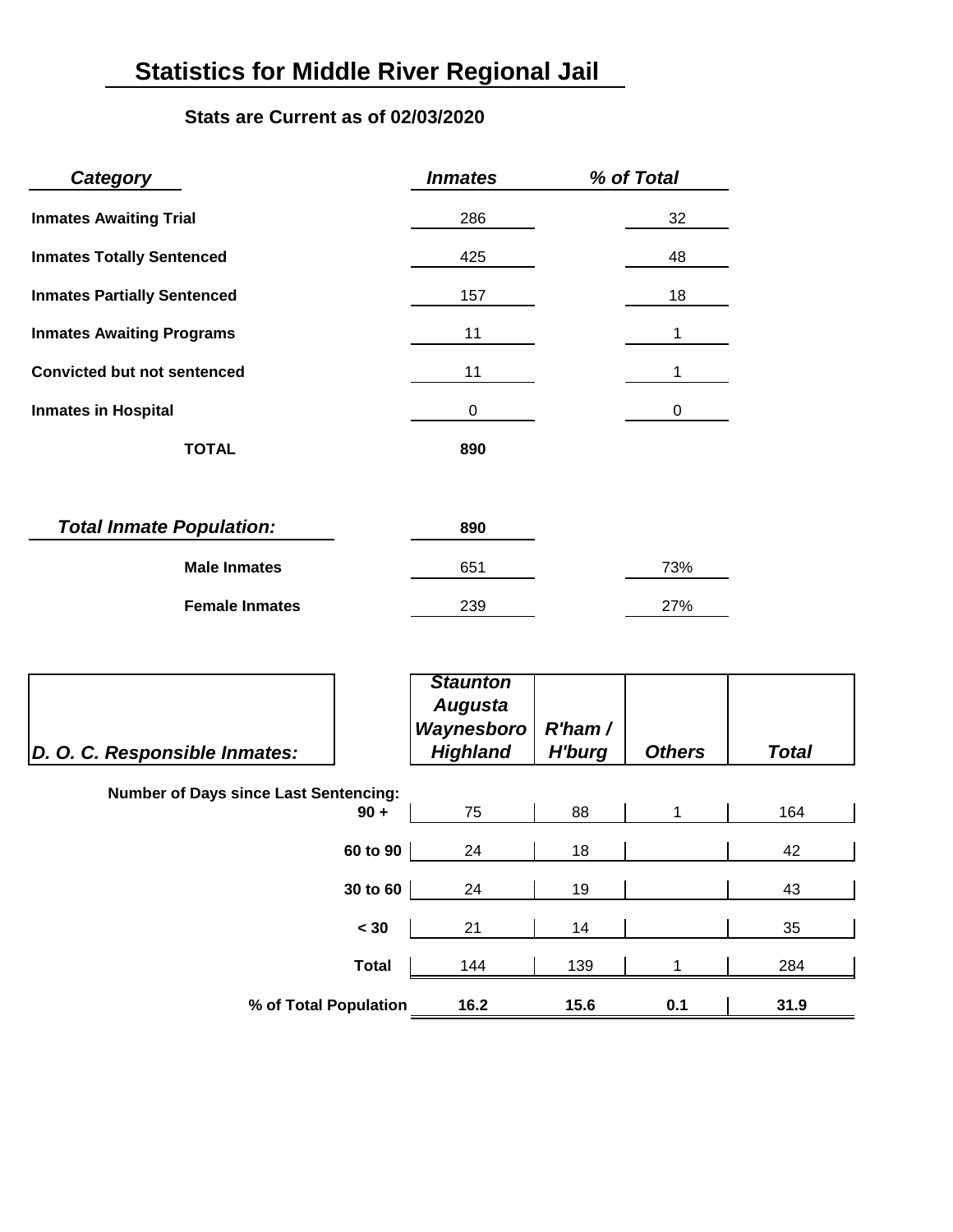# Statistics for Middle River Regional Jail

**Stats are Current as of 02/03/2020**

| *Category* | *Inmates* | *% of Total* |
|---|---|---|
| **Inmates Awaiting Trial** | 286 | 32 |
| **Inmates Totally Sentenced** | 425 | 48 |
| **Inmates Partially Sentenced** | 157 | 18 |
| **Inmates Awaiting Programs** | 11 | 1 |
| **Convicted but not sentenced** | 11 | 1 |
| **Inmates in Hospital** | 0 | 0 |
| **TOTAL** | **890** | |

| *Total Inmate Population:* | **890** | |
|---|---|---|
| **Male Inmates** | 651 | 73% |
| **Female Inmates** | 239 | 27% |

| *D. O. C. Responsible Inmates:* | *Staunton Augusta Waynesboro Highland* | *R'ham / H'burg* | *Others* | *Total* |
|---|---|---|---|---|
| **Number of Days since Last Sentencing:** | | | | |
| **90 +** | 75 | 88 | 1 | 164 |
| **60 to 90** | 24 | 18 | | 42 |
| **30 to 60** | 24 | 19 | | 43 |
| **< 30** | 21 | 14 | | 35 |
| **Total** | 144 | 139 | 1 | 284 |
| **% of Total Population** | **16.2** | **15.6** | **0.1** | **31.9** |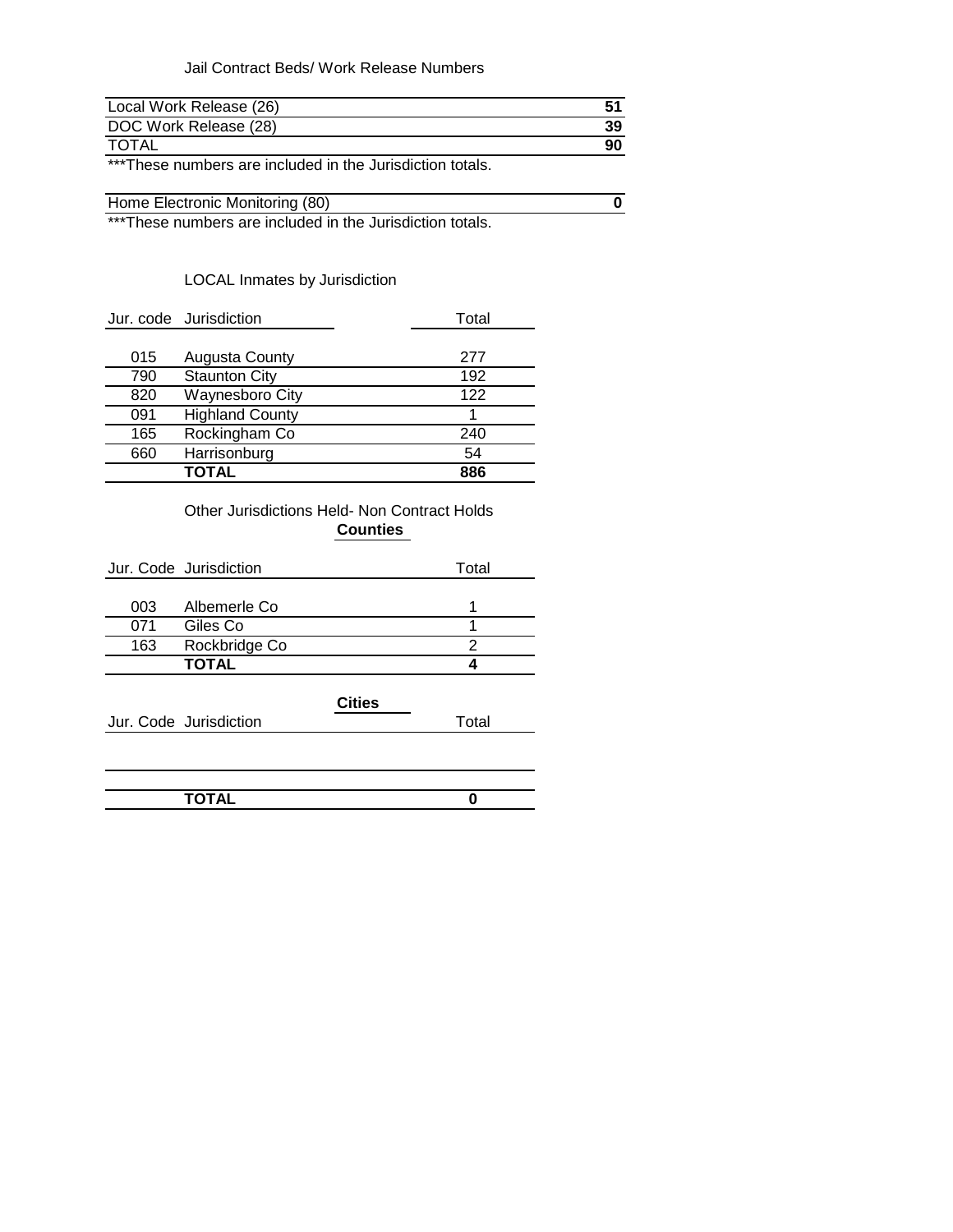Jail Contract Beds/ Work Release Numbers

| | |
|---|---|
| Local Work Release (26) | **51** |
| DOC Work Release (28) | **39** |
| TOTAL | **90** |

***These numbers are included in the Jurisdiction totals.

| | |
|---|---|
| Home Electronic Monitoring (80) | **0** |

***These numbers are included in the Jurisdiction totals.

LOCAL Inmates by Jurisdiction

| Jur. code | Jurisdiction | Total |
|---|---|---|
| 015 | Augusta County | 277 |
| 790 | Staunton City | 192 |
| 820 | Waynesboro City | 122 |
| 091 | Highland County | 1 |
| 165 | Rockingham Co | 240 |
| 660 | Harrisonburg | 54 |
| | **TOTAL** | **886** |

Other Jurisdictions Held- Non Contract Holds

**Counties**

| Jur. Code | Jurisdiction | Total |
|---|---|---|
| 003 | Albemerle Co | 1 |
| 071 | Giles Co | 1 |
| 163 | Rockbridge Co | 2 |
| | **TOTAL** | **4** |

**Cities**

| Jur. Code | Jurisdiction | Total |
|---|---|---|
| | | |
| | **TOTAL** | **0** |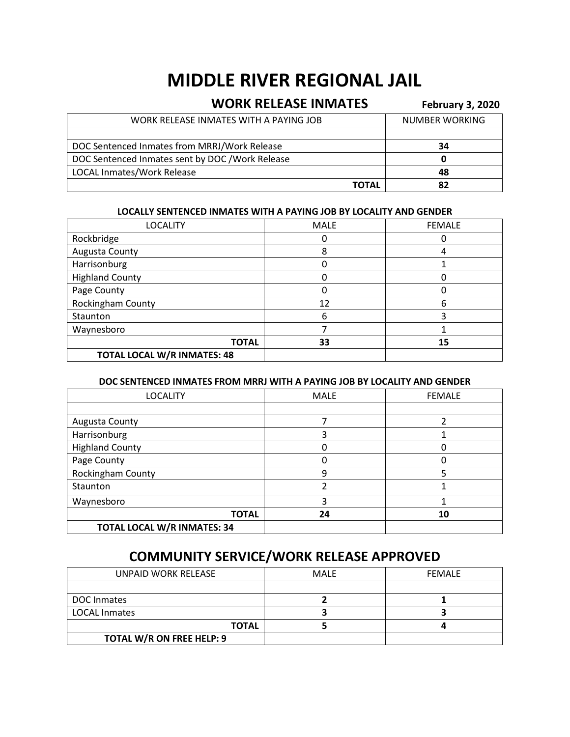# MIDDLE RIVER REGIONAL JAIL

## WORK RELEASE INMATES

**February 3, 2020**

| WORK RELEASE INMATES WITH A PAYING JOB | NUMBER WORKING |
|---|---|
| | |
| DOC Sentenced Inmates from MRRJ/Work Release | **34** |
| DOC Sentenced Inmates sent by DOC /Work Release | **0** |
| LOCAL Inmates/Work Release | **48** |
| **TOTAL** | **82** |

**LOCALLY SENTENCED INMATES WITH A PAYING JOB BY LOCALITY AND GENDER**

| LOCALITY | MALE | FEMALE |
|---|---|---|
| Rockbridge | 0 | 0 |
| Augusta County | 8 | 4 |
| Harrisonburg | 0 | 1 |
| Highland County | 0 | 0 |
| Page County | 0 | 0 |
| Rockingham County | 12 | 6 |
| Staunton | 6 | 3 |
| Waynesboro | 7 | 1 |
| **TOTAL** | **33** | **15** |
| **TOTAL LOCAL W/R INMATES: 48** | | |

**DOC SENTENCED INMATES FROM MRRJ WITH A PAYING JOB BY LOCALITY AND GENDER**

| LOCALITY | MALE | FEMALE |
|---|---|---|
| | | |
| Augusta County | 7 | 2 |
| Harrisonburg | 3 | 1 |
| Highland County | 0 | 0 |
| Page County | 0 | 0 |
| Rockingham County | 9 | 5 |
| Staunton | 2 | 1 |
| Waynesboro | 3 | 1 |
| **TOTAL** | **24** | **10** |
| **TOTAL LOCAL W/R INMATES: 34** | | |

## COMMUNITY SERVICE/WORK RELEASE APPROVED

| UNPAID WORK RELEASE | MALE | FEMALE |
|---|---|---|
| | | |
| DOC Inmates | **2** | **1** |
| LOCAL Inmates | **3** | **3** |
| **TOTAL** | **5** | **4** |
| **TOTAL W/R ON FREE HELP: 9** | | |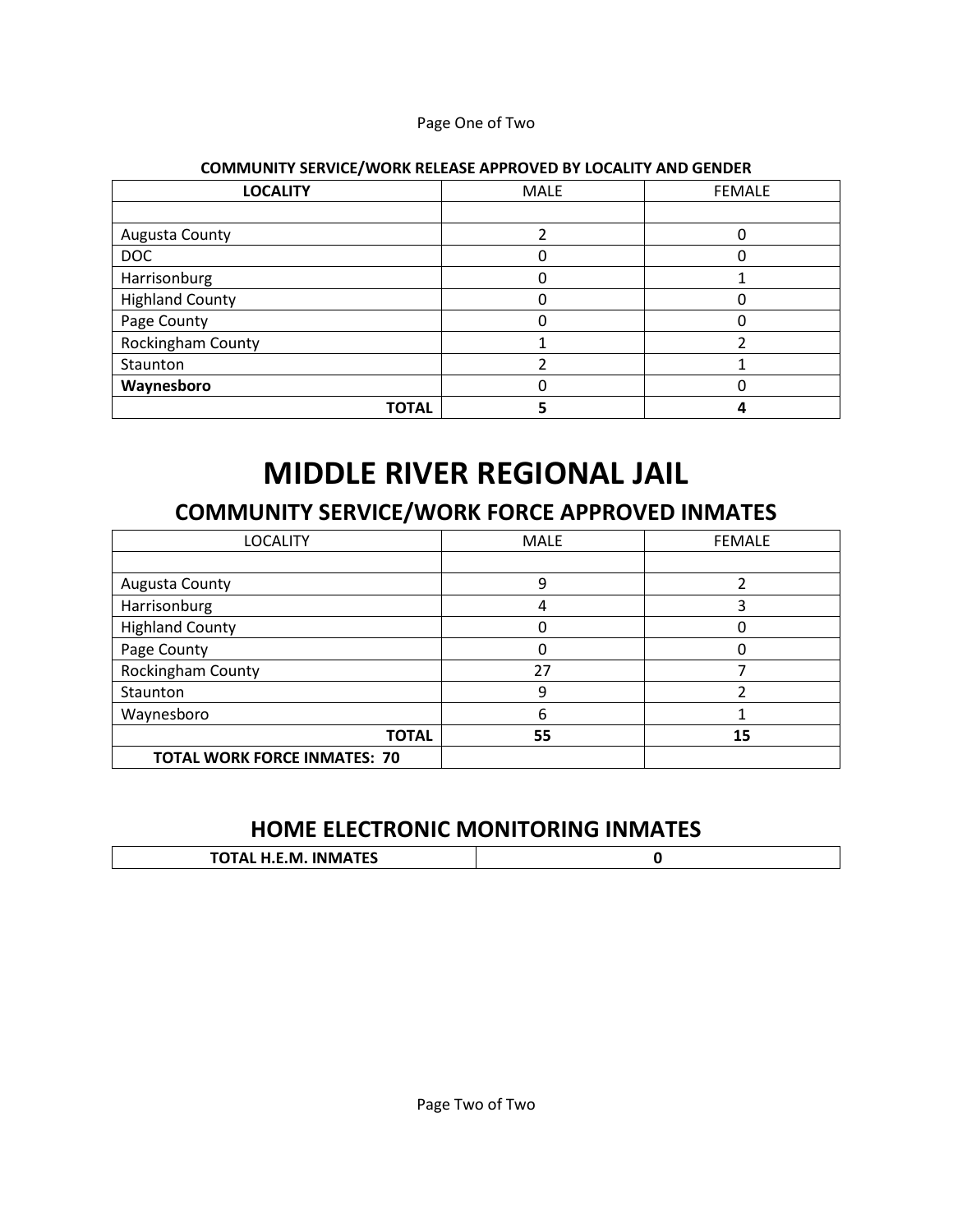**COMMUNITY SERVICE/WORK RELEASE APPROVED BY LOCALITY AND GENDER**

| LOCALITY | MALE | FEMALE |
|---|---|---|
| | | |
| Augusta County | 2 | 0 |
| DOC | 0 | 0 |
| Harrisonburg | 0 | 1 |
| Highland County | 0 | 0 |
| Page County | 0 | 0 |
| Rockingham County | 1 | 2 |
| Staunton | 2 | 1 |
| **Waynesboro** | 0 | 0 |
| **TOTAL** | **5** | **4** |

# MIDDLE RIVER REGIONAL JAIL

## COMMUNITY SERVICE/WORK FORCE APPROVED INMATES

| LOCALITY | MALE | FEMALE |
|---|---|---|
| | | |
| Augusta County | 9 | 2 |
| Harrisonburg | 4 | 3 |
| Highland County | 0 | 0 |
| Page County | 0 | 0 |
| Rockingham County | 27 | 7 |
| Staunton | 9 | 2 |
| Waynesboro | 6 | 1 |
| **TOTAL** | **55** | **15** |
| **TOTAL WORK FORCE INMATES: 70** | | |

## HOME ELECTRONIC MONITORING INMATES

| **TOTAL H.E.M. INMATES** | **0** |
|---|---|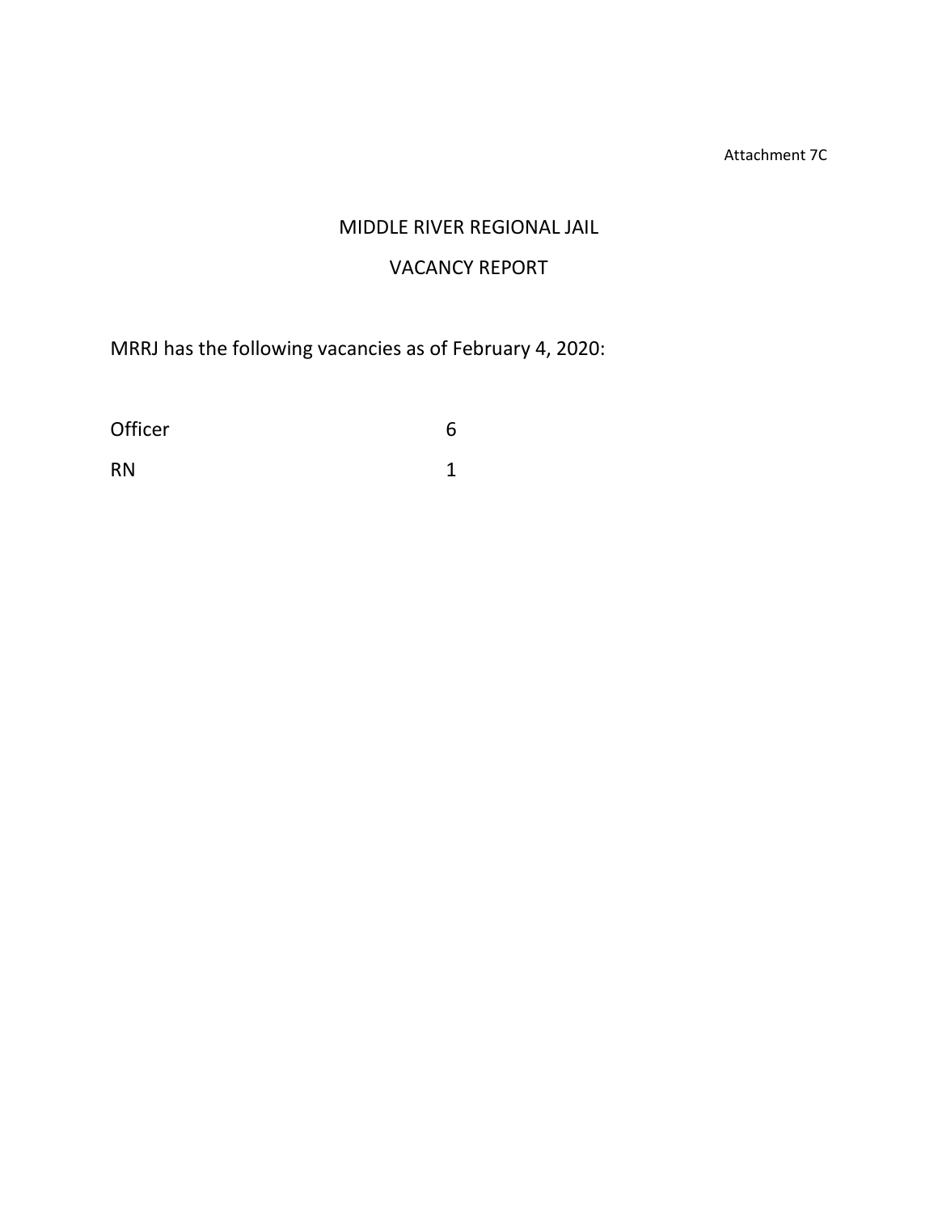Attachment 7C

# MIDDLE RIVER REGIONAL JAIL

## VACANCY REPORT

MRRJ has the following vacancies as of February 4, 2020:

| | |
|---|---|
| Officer | 6 |
| RN | 1 |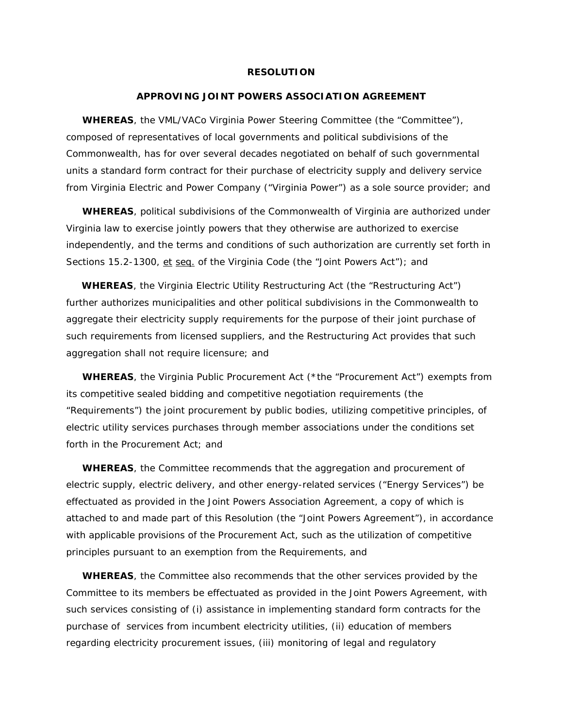**RESOLUTION**

**APPROVING JOINT POWERS ASSOCIATION AGREEMENT**

**WHEREAS**, the VML/VACo Virginia Power Steering Committee (the "Committee"), composed of representatives of local governments and political subdivisions of the Commonwealth, has for over several decades negotiated on behalf of such governmental units a standard form contract for their purchase of electricity supply and delivery service from Virginia Electric and Power Company ("Virginia Power") as a sole source provider; and

**WHEREAS**, political subdivisions of the Commonwealth of Virginia are authorized under Virginia law to exercise jointly powers that they otherwise are authorized to exercise independently, and the terms and conditions of such authorization are currently set forth in Sections 15.2-1300, et seq. of the Virginia Code (the "Joint Powers Act"); and

**WHEREAS**, the Virginia Electric Utility Restructuring Act (the "Restructuring Act") further authorizes municipalities and other political subdivisions in the Commonwealth to aggregate their electricity supply requirements for the purpose of their joint purchase of such requirements from licensed suppliers, and the Restructuring Act provides that such aggregation shall not require licensure; and

**WHEREAS**, the Virginia Public Procurement Act (*the "Procurement Act") exempts from its competitive sealed bidding and competitive negotiation requirements (the "Requirements") the joint procurement by public bodies, utilizing competitive principles, of electric utility services purchases through member associations under the conditions set forth in the Procurement Act; and

**WHEREAS**, the Committee recommends that the aggregation and procurement of electric supply, electric delivery, and other energy-related services ("Energy Services") be effectuated as provided in the Joint Powers Association Agreement, a copy of which is attached to and made part of this Resolution (the "Joint Powers Agreement"), in accordance with applicable provisions of the Procurement Act, such as the utilization of competitive principles pursuant to an exemption from the Requirements, and

**WHEREAS**, the Committee also recommends that the other services provided by the Committee to its members be effectuated as provided in the Joint Powers Agreement, with such services consisting of (i) assistance in implementing standard form contracts for the purchase of services from incumbent electricity utilities, (ii) education of members regarding electricity procurement issues, (iii) monitoring of legal and regulatory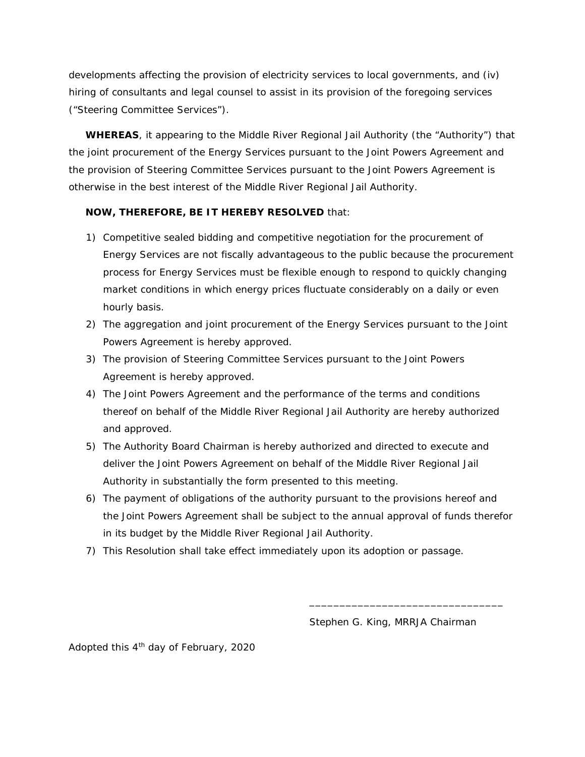developments affecting the provision of electricity services to local governments, and (iv) hiring of consultants and legal counsel to assist in its provision of the foregoing services ("Steering Committee Services").

**WHEREAS**, it appearing to the Middle River Regional Jail Authority (the "Authority") that the joint procurement of the Energy Services pursuant to the Joint Powers Agreement and the provision of Steering Committee Services pursuant to the Joint Powers Agreement is otherwise in the best interest of the Middle River Regional Jail Authority.

**NOW, THEREFORE, BE IT HEREBY RESOLVED** that:

1) Competitive sealed bidding and competitive negotiation for the procurement of Energy Services are not fiscally advantageous to the public because the procurement process for Energy Services must be flexible enough to respond to quickly changing market conditions in which energy prices fluctuate considerably on a daily or even hourly basis.
2) The aggregation and joint procurement of the Energy Services pursuant to the Joint Powers Agreement is hereby approved.
3) The provision of Steering Committee Services pursuant to the Joint Powers Agreement is hereby approved.
4) The Joint Powers Agreement and the performance of the terms and conditions thereof on behalf of the Middle River Regional Jail Authority are hereby authorized and approved.
5) The Authority Board Chairman is hereby authorized and directed to execute and deliver the Joint Powers Agreement on behalf of the Middle River Regional Jail Authority in substantially the form presented to this meeting.
6) The payment of obligations of the authority pursuant to the provisions hereof and the Joint Powers Agreement shall be subject to the annual approval of funds therefor in its budget by the Middle River Regional Jail Authority.
7) This Resolution shall take effect immediately upon its adoption or passage.

________________________________

Stephen G. King, MRRJA Chairman

Adopted this 4th day of February, 2020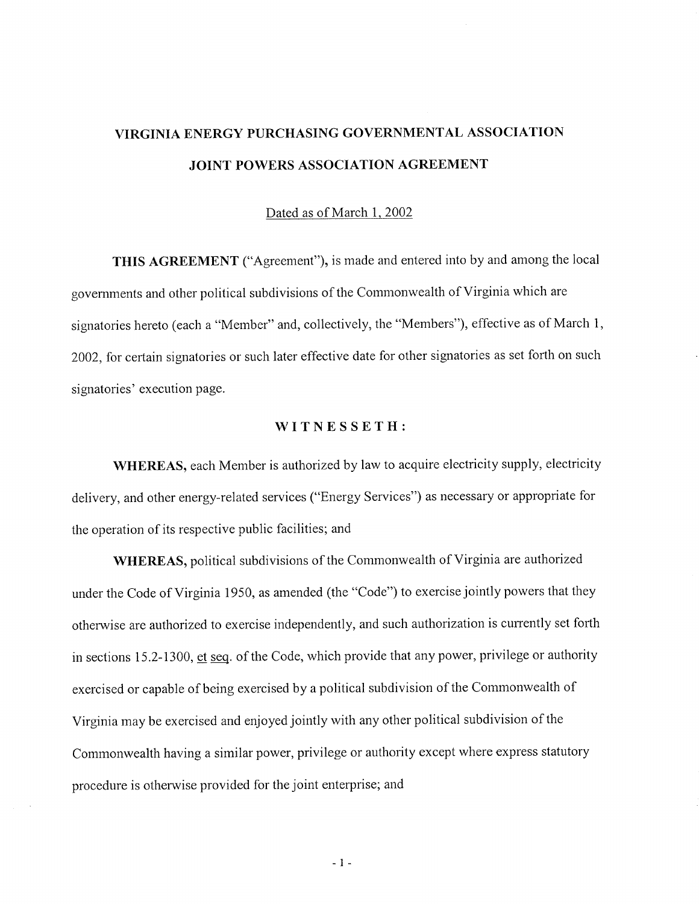# VIRGINIA ENERGY PURCHASING GOVERNMENTAL ASSOCIATION

# JOINT POWERS ASSOCIATION AGREEMENT

Dated as of March 1, 2002

**THIS AGREEMENT** ("Agreement"), is made and entered into by and among the local governments and other political subdivisions of the Commonwealth of Virginia which are signatories hereto (each a "Member" and, collectively, the "Members"), effective as of March 1, 2002, for certain signatories or such later effective date for other signatories as set forth on such signatories' execution page.

## WITNESSETH:

**WHEREAS,** each Member is authorized by law to acquire electricity supply, electricity delivery, and other energy-related services ("Energy Services") as necessary or appropriate for the operation of its respective public facilities; and

**WHEREAS,** political subdivisions of the Commonwealth of Virginia are authorized under the Code of Virginia 1950, as amended (the "Code") to exercise jointly powers that they otherwise are authorized to exercise independently, and such authorization is currently set forth in sections 15.2-1300, et seq. of the Code, which provide that any power, privilege or authority exercised or capable of being exercised by a political subdivision of the Commonwealth of Virginia may be exercised and enjoyed jointly with any other political subdivision of the Commonwealth having a similar power, privilege or authority except where express statutory procedure is otherwise provided for the joint enterprise; and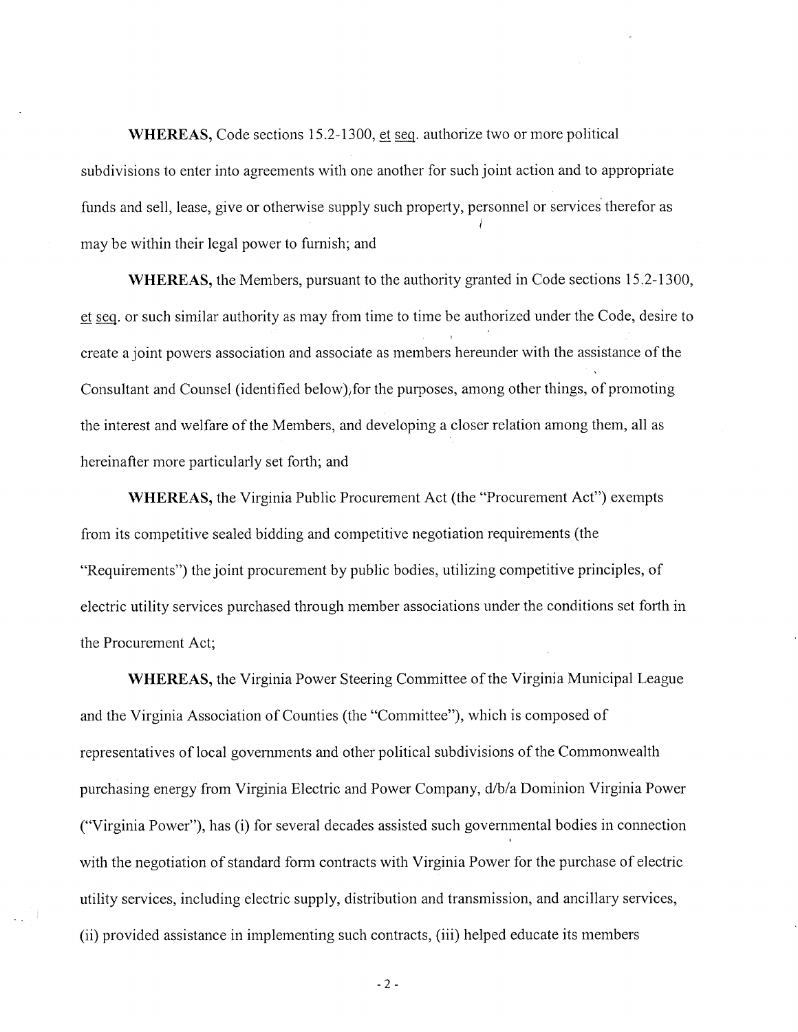**WHEREAS,** Code sections 15.2-1300, et seq. authorize two or more political subdivisions to enter into agreements with one another for such joint action and to appropriate funds and sell, lease, give or otherwise supply such property, personnel or services therefor as may be within their legal power to furnish; and

**WHEREAS,** the Members, pursuant to the authority granted in Code sections 15.2-1300, et seq. or such similar authority as may from time to time be authorized under the Code, desire to create a joint powers association and associate as members hereunder with the assistance of the Consultant and Counsel (identified below), for the purposes, among other things, of promoting the interest and welfare of the Members, and developing a closer relation among them, all as hereinafter more particularly set forth; and

**WHEREAS,** the Virginia Public Procurement Act (the "Procurement Act") exempts from its competitive sealed bidding and competitive negotiation requirements (the "Requirements") the joint procurement by public bodies, utilizing competitive principles, of electric utility services purchased through member associations under the conditions set forth in the Procurement Act;

**WHEREAS,** the Virginia Power Steering Committee of the Virginia Municipal League and the Virginia Association of Counties (the "Committee"), which is composed of representatives of local governments and other political subdivisions of the Commonwealth purchasing energy from Virginia Electric and Power Company, d/b/a Dominion Virginia Power ("Virginia Power"), has (i) for several decades assisted such governmental bodies in connection with the negotiation of standard form contracts with Virginia Power for the purchase of electric utility services, including electric supply, distribution and transmission, and ancillary services, (ii) provided assistance in implementing such contracts, (iii) helped educate its members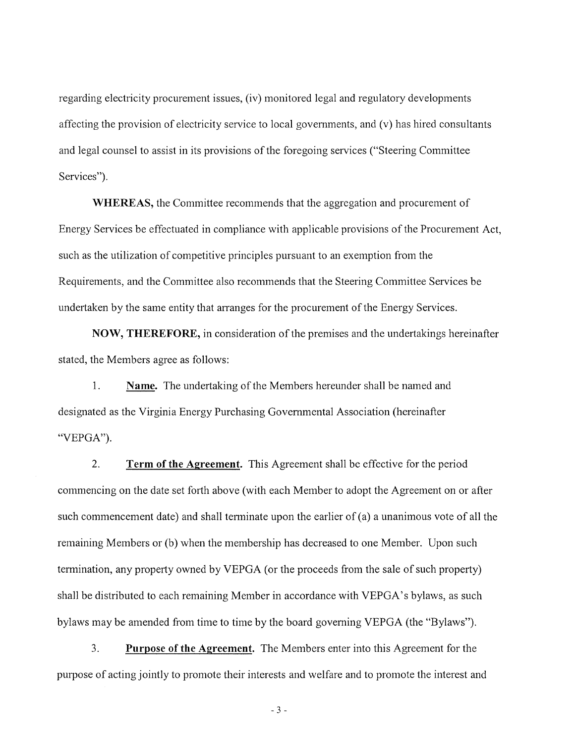regarding electricity procurement issues, (iv) monitored legal and regulatory developments affecting the provision of electricity service to local governments, and (v) has hired consultants and legal counsel to assist in its provisions of the foregoing services ("Steering Committee Services").

**WHEREAS,** the Committee recommends that the aggregation and procurement of Energy Services be effectuated in compliance with applicable provisions of the Procurement Act, such as the utilization of competitive principles pursuant to an exemption from the Requirements, and the Committee also recommends that the Steering Committee Services be undertaken by the same entity that arranges for the procurement of the Energy Services.

**NOW, THEREFORE,** in consideration of the premises and the undertakings hereinafter stated, the Members agree as follows:

1. **Name.** The undertaking of the Members hereunder shall be named and designated as the Virginia Energy Purchasing Governmental Association (hereinafter "VEPGA").

2. **Term of the Agreement.** This Agreement shall be effective for the period commencing on the date set forth above (with each Member to adopt the Agreement on or after such commencement date) and shall terminate upon the earlier of (a) a unanimous vote of all the remaining Members or (b) when the membership has decreased to one Member. Upon such termination, any property owned by VEPGA (or the proceeds from the sale of such property) shall be distributed to each remaining Member in accordance with VEPGA's bylaws, as such bylaws may be amended from time to time by the board governing VEPGA (the "Bylaws").

3. **Purpose of the Agreement.** The Members enter into this Agreement for the purpose of acting jointly to promote their interests and welfare and to promote the interest and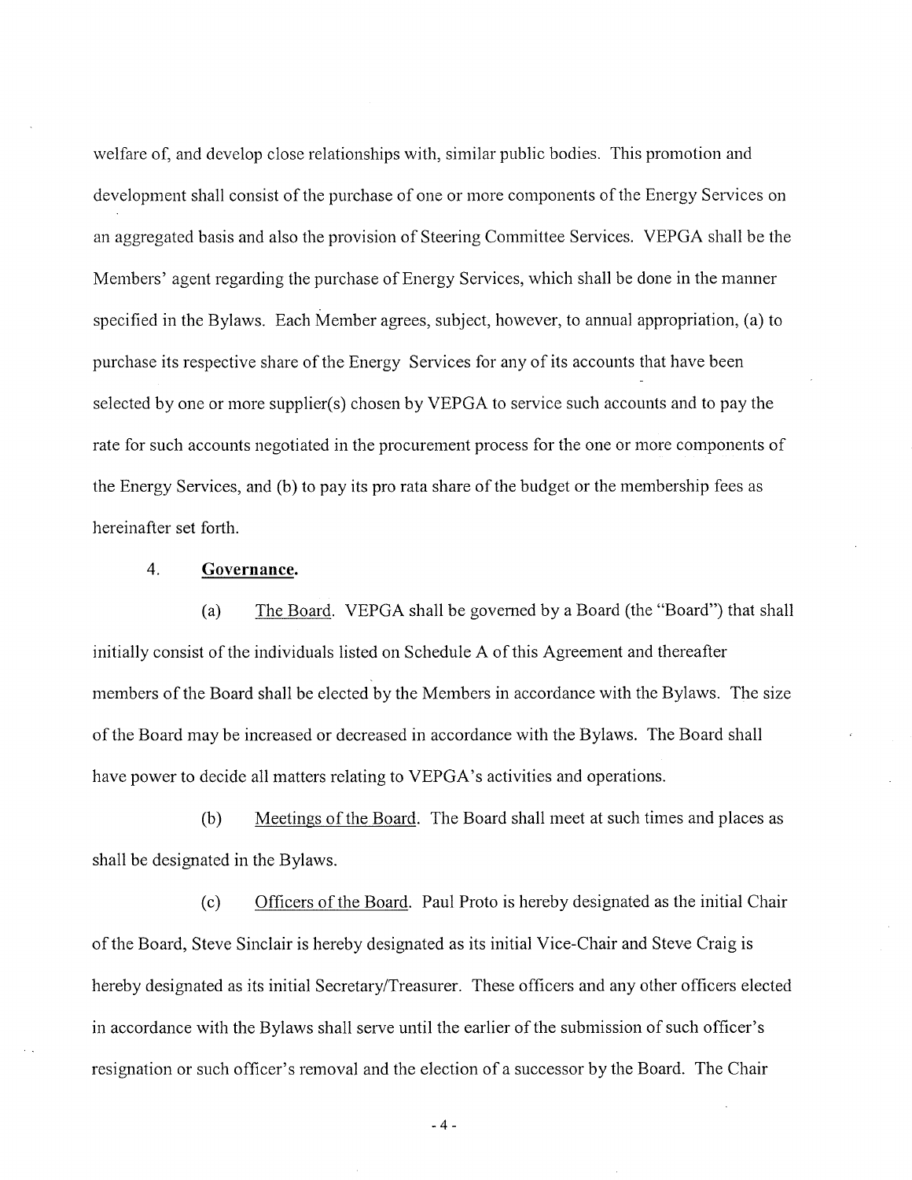welfare of, and develop close relationships with, similar public bodies. This promotion and development shall consist of the purchase of one or more components of the Energy Services on an aggregated basis and also the provision of Steering Committee Services. VEPGA shall be the Members' agent regarding the purchase of Energy Services, which shall be done in the manner specified in the Bylaws. Each Member agrees, subject, however, to annual appropriation, (a) to purchase its respective share of the Energy Services for any of its accounts that have been selected by one or more supplier(s) chosen by VEPGA to service such accounts and to pay the rate for such accounts negotiated in the procurement process for the one or more components of the Energy Services, and (b) to pay its pro rata share of the budget or the membership fees as hereinafter set forth.

4. **Governance.**

(a) The Board. VEPGA shall be governed by a Board (the "Board") that shall initially consist of the individuals listed on Schedule A of this Agreement and thereafter members of the Board shall be elected by the Members in accordance with the Bylaws. The size of the Board may be increased or decreased in accordance with the Bylaws. The Board shall have power to decide all matters relating to VEPGA's activities and operations.

(b) Meetings of the Board. The Board shall meet at such times and places as shall be designated in the Bylaws.

(c) Officers of the Board. Paul Proto is hereby designated as the initial Chair of the Board, Steve Sinclair is hereby designated as its initial Vice-Chair and Steve Craig is hereby designated as its initial Secretary/Treasurer. These officers and any other officers elected in accordance with the Bylaws shall serve until the earlier of the submission of such officer's resignation or such officer's removal and the election of a successor by the Board. The Chair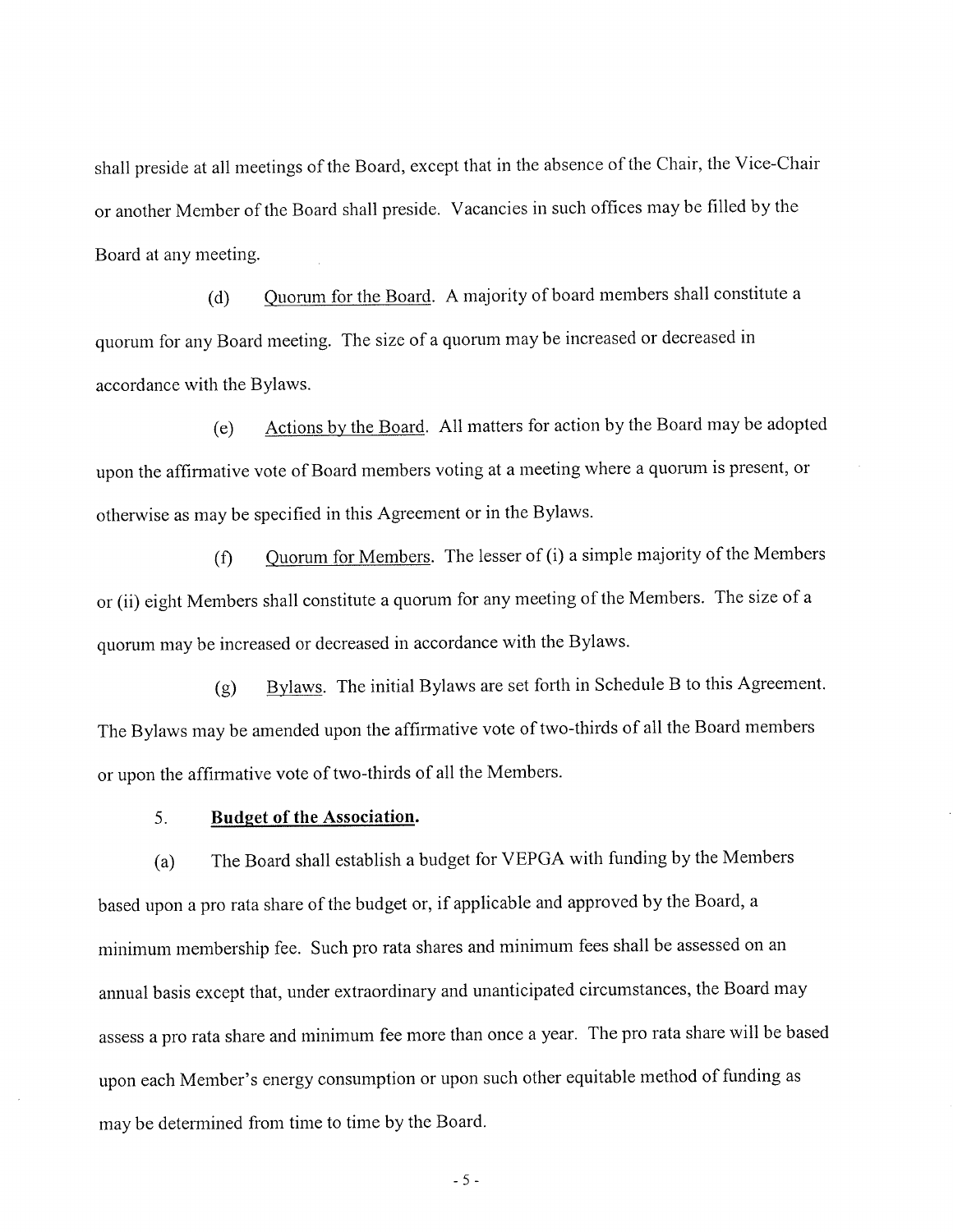shall preside at all meetings of the Board, except that in the absence of the Chair, the Vice-Chair or another Member of the Board shall preside. Vacancies in such offices may be filled by the Board at any meeting.

(d) Quorum for the Board. A majority of board members shall constitute a quorum for any Board meeting. The size of a quorum may be increased or decreased in accordance with the Bylaws.

(e) Actions by the Board. All matters for action by the Board may be adopted upon the affirmative vote of Board members voting at a meeting where a quorum is present, or otherwise as may be specified in this Agreement or in the Bylaws.

(f) Quorum for Members. The lesser of (i) a simple majority of the Members or (ii) eight Members shall constitute a quorum for any meeting of the Members. The size of a quorum may be increased or decreased in accordance with the Bylaws.

(g) Bylaws. The initial Bylaws are set forth in Schedule B to this Agreement. The Bylaws may be amended upon the affirmative vote of two-thirds of all the Board members or upon the affirmative vote of two-thirds of all the Members.

5. **Budget of the Association.**

(a) The Board shall establish a budget for VEPGA with funding by the Members based upon a pro rata share of the budget or, if applicable and approved by the Board, a minimum membership fee. Such pro rata shares and minimum fees shall be assessed on an annual basis except that, under extraordinary and unanticipated circumstances, the Board may assess a pro rata share and minimum fee more than once a year. The pro rata share will be based upon each Member's energy consumption or upon such other equitable method of funding as may be determined from time to time by the Board.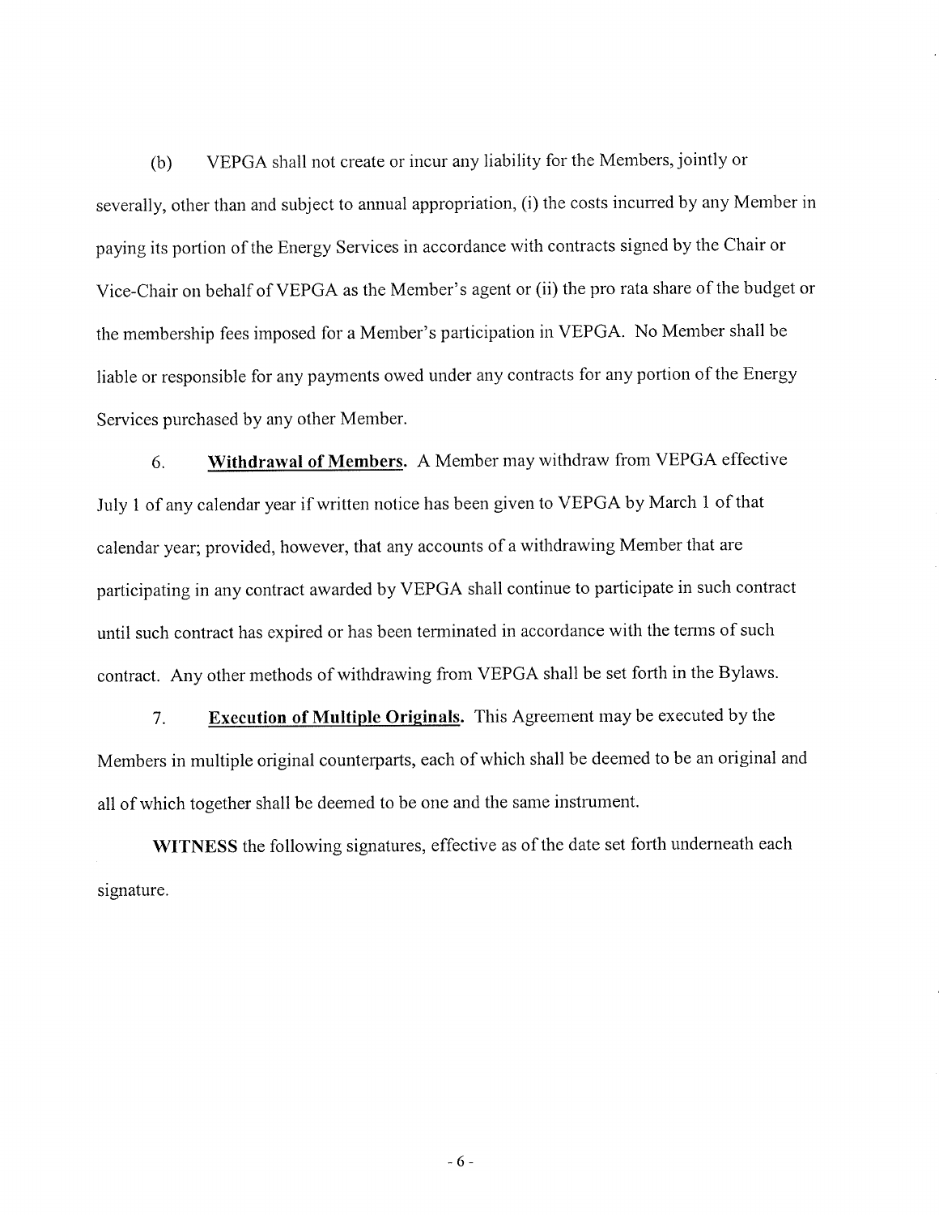(b) VEPGA shall not create or incur any liability for the Members, jointly or severally, other than and subject to annual appropriation, (i) the costs incurred by any Member in paying its portion of the Energy Services in accordance with contracts signed by the Chair or Vice-Chair on behalf of VEPGA as the Member's agent or (ii) the pro rata share of the budget or the membership fees imposed for a Member's participation in VEPGA. No Member shall be liable or responsible for any payments owed under any contracts for any portion of the Energy Services purchased by any other Member.

6. **Withdrawal of Members.** A Member may withdraw from VEPGA effective July 1 of any calendar year if written notice has been given to VEPGA by March 1 of that calendar year; provided, however, that any accounts of a withdrawing Member that are participating in any contract awarded by VEPGA shall continue to participate in such contract until such contract has expired or has been terminated in accordance with the terms of such contract. Any other methods of withdrawing from VEPGA shall be set forth in the Bylaws.

7. **Execution of Multiple Originals.** This Agreement may be executed by the Members in multiple original counterparts, each of which shall be deemed to be an original and all of which together shall be deemed to be one and the same instrument.

**WITNESS** the following signatures, effective as of the date set forth underneath each signature.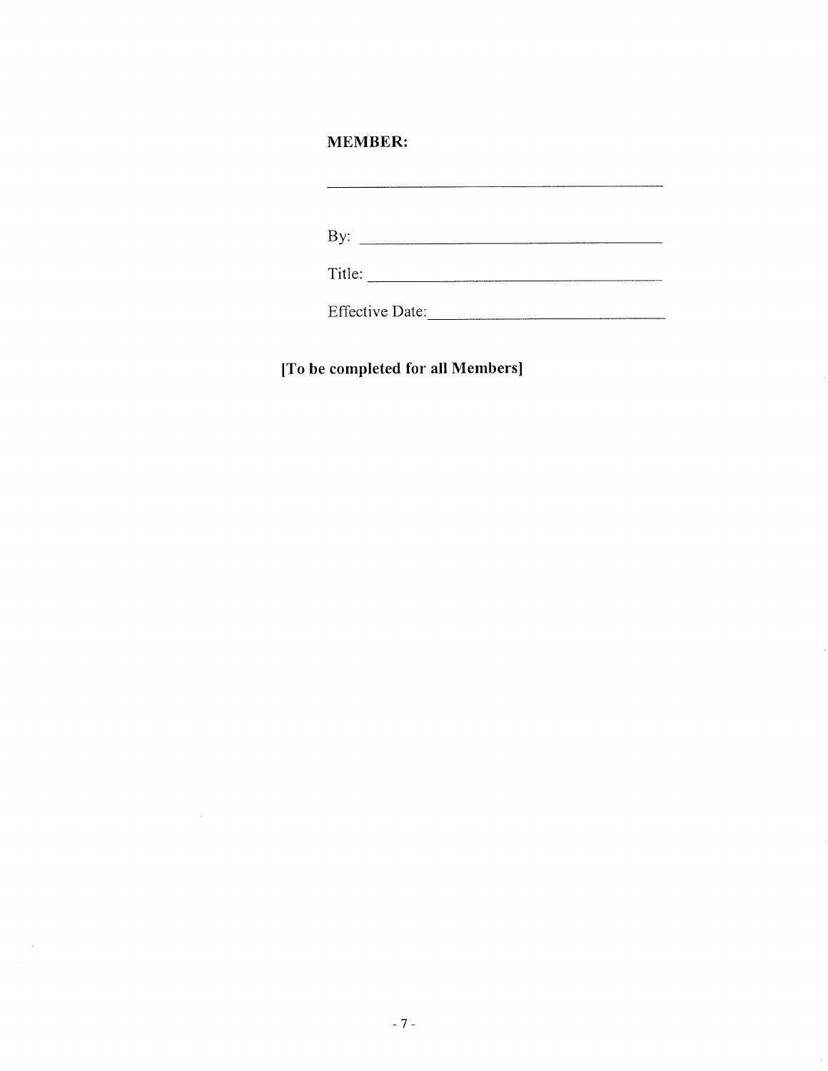**MEMBER:**

\_\_\_\_\_\_\_\_\_\_\_\_\_\_\_\_\_\_\_\_\_\_\_\_\_\_\_\_\_\_\_\_\_\_\_\_\_\_\_\_

By: \_\_\_\_\_\_\_\_\_\_\_\_\_\_\_\_\_\_\_\_\_\_\_\_\_\_\_\_\_\_\_\_\_\_\_\_

Title: \_\_\_\_\_\_\_\_\_\_\_\_\_\_\_\_\_\_\_\_\_\_\_\_\_\_\_\_\_\_\_\_\_\_\_

Effective Date: \_\_\_\_\_\_\_\_\_\_\_\_\_\_\_\_\_\_\_\_\_\_\_\_\_\_\_\_

**[To be completed for all Members]**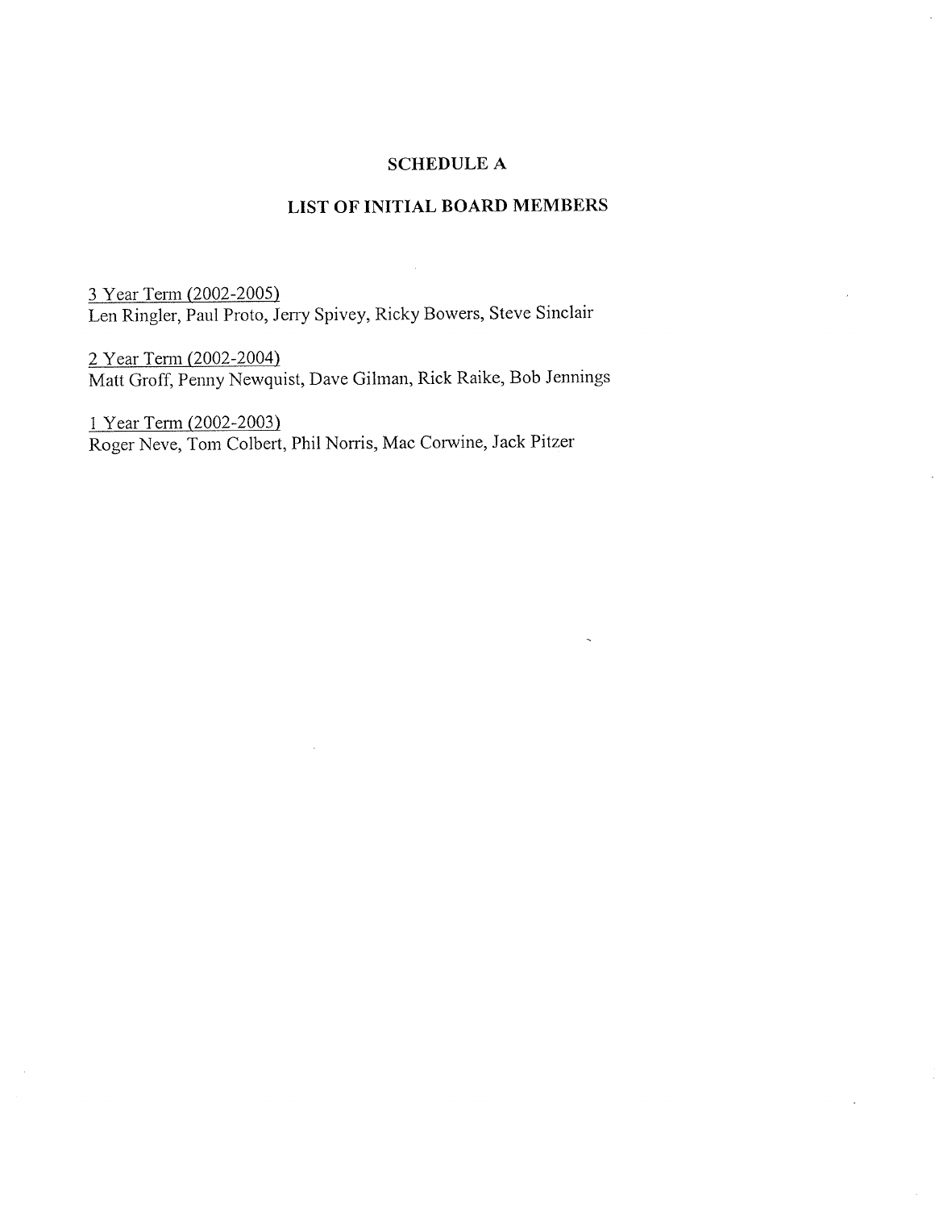# SCHEDULE A

## LIST OF INITIAL BOARD MEMBERS

3 Year Term (2002-2005)
Len Ringler, Paul Proto, Jerry Spivey, Ricky Bowers, Steve Sinclair

2 Year Term (2002-2004)
Matt Groff, Penny Newquist, Dave Gilman, Rick Raike, Bob Jennings

1 Year Term (2002-2003)
Roger Neve, Tom Colbert, Phil Norris, Mac Corwine, Jack Pitzer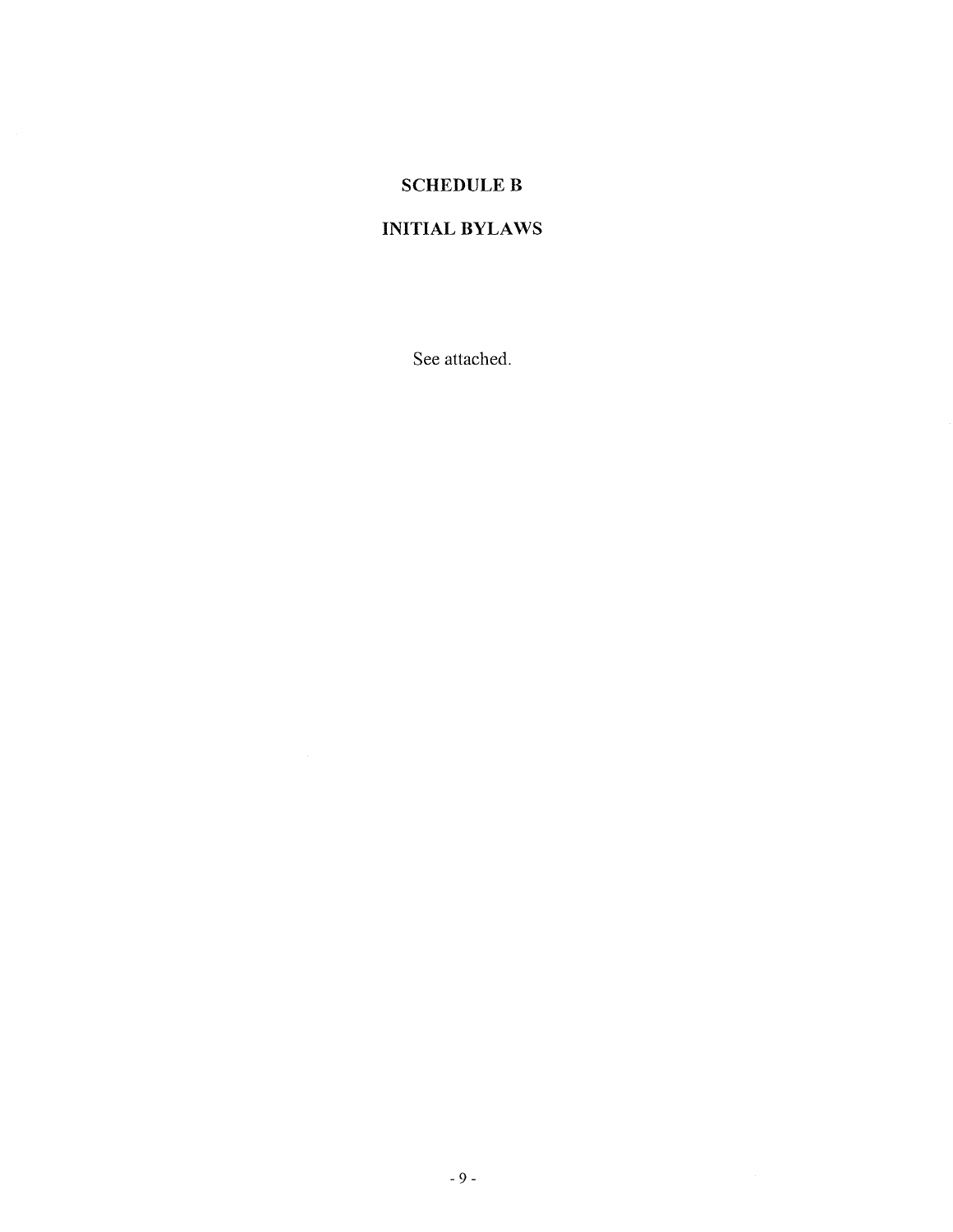## SCHEDULE B

## INITIAL BYLAWS

See attached.